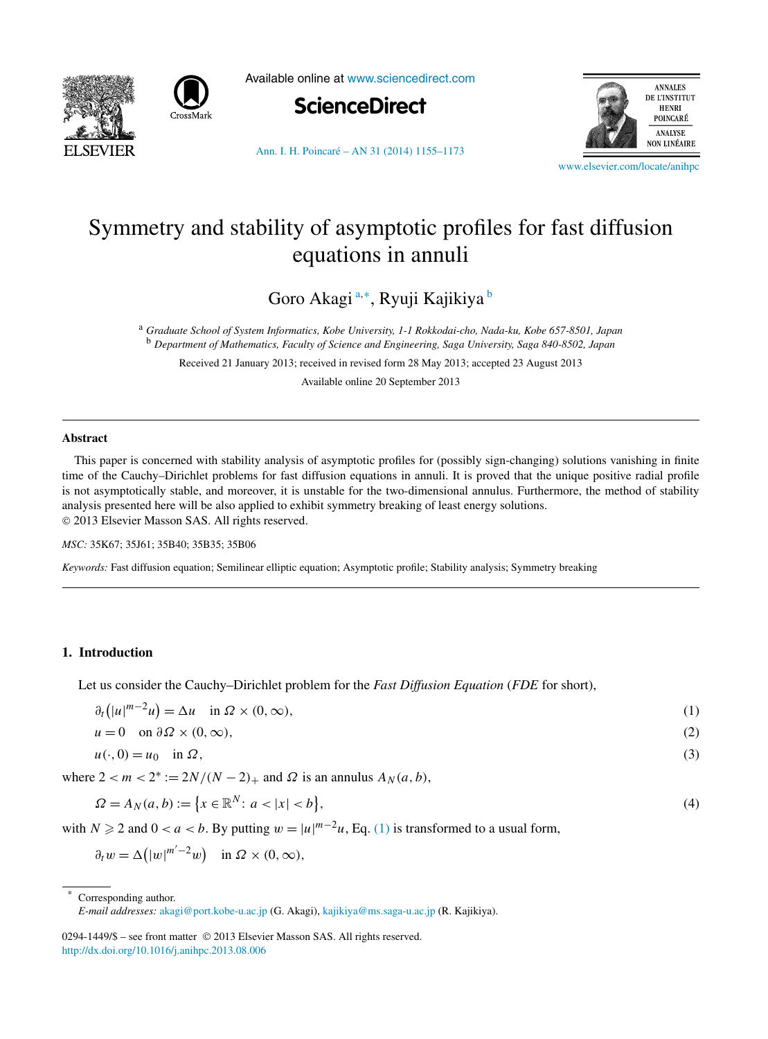# Symmetry and stability of asymptotic profiles for fast diffusion equations in annuli

Goro Akagi [a,*], Ryuji Kajikiya [b]

[a] *Graduate School of System Informatics, Kobe University, 1-1 Rokkodai-cho, Nada-ku, Kobe 657-8501, Japan*
[b] *Department of Mathematics, Faculty of Science and Engineering, Saga University, Saga 840-8502, Japan*

Received 21 January 2013; received in revised form 28 May 2013; accepted 23 August 2013

Available online 20 September 2013

## Abstract

This paper is concerned with stability analysis of asymptotic profiles for (possibly sign-changing) solutions vanishing in finite time of the Cauchy–Dirichlet problems for fast diffusion equations in annuli. It is proved that the unique positive radial profile is not asymptotically stable, and moreover, it is unstable for the two-dimensional annulus. Furthermore, the method of stability analysis presented here will be also applied to exhibit symmetry breaking of least energy solutions.
© 2013 Elsevier Masson SAS. All rights reserved.

*MSC:* 35K67; 35J61; 35B40; 35B35; 35B06

*Keywords:* Fast diffusion equation; Semilinear elliptic equation; Asymptotic profile; Stability analysis; Symmetry breaking

## 1. Introduction

Let us consider the Cauchy–Dirichlet problem for the *Fast Diffusion Equation* (*FDE* for short),

$$\partial_t\big(|u|^{m-2}u\big) = \Delta u \quad \text{in } \Omega \times (0,\infty), \tag{1}$$

$$u = 0 \quad \text{on } \partial\Omega \times (0,\infty), \tag{2}$$

$$u(\cdot,0) = u_0 \quad \text{in } \Omega, \tag{3}$$

where $2 < m < 2^* := 2N/(N-2)_+$ and $\Omega$ is an annulus $A_N(a,b)$,

$$\Omega = A_N(a,b) := \big\{x \in \mathbb{R}^N\colon\ a < |x| < b\big\}, \tag{4}$$

with $N \geqslant 2$ and $0 < a < b$. By putting $w = |u|^{m-2}u$, Eq. (1) is transformed to a usual form,

$$\partial_t w = \Delta\big(|w|^{m'-2}w\big) \quad \text{in } \Omega \times (0,\infty),$$

---

[*] Corresponding author.
*E-mail addresses:* akagi@port.kobe-u.ac.jp (G. Akagi), kajikiya@ms.saga-u.ac.jp (R. Kajikiya).

0294-1449/$ – see front matter © 2013 Elsevier Masson SAS. All rights reserved.
http://dx.doi.org/10.1016/j.anihpc.2013.08.006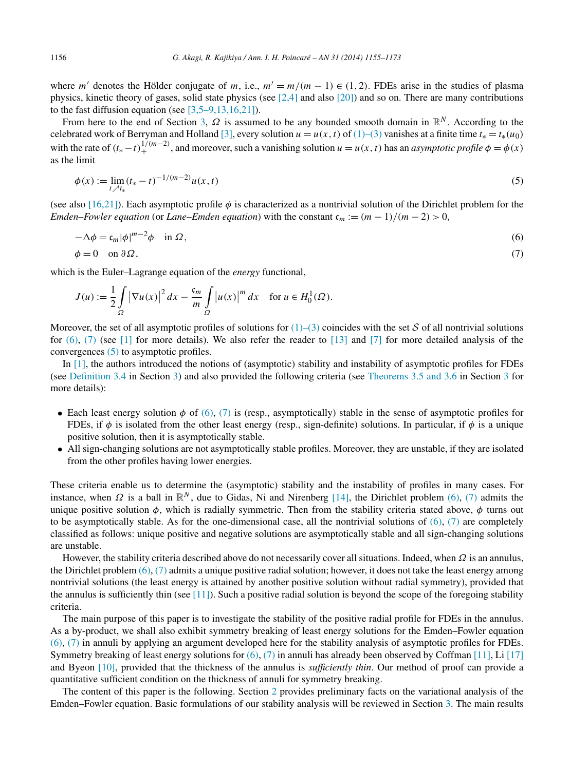where $m'$ denotes the Hölder conjugate of $m$, i.e., $m' = m/(m-1) \in (1,2)$. FDEs arise in the studies of plasma physics, kinetic theory of gases, solid state physics (see [2,4] and also [20]) and so on. There are many contributions to the fast diffusion equation (see [3,5–9,13,16,21]).

From here to the end of Section 3, $\Omega$ is assumed to be any bounded smooth domain in $\mathbb{R}^N$. According to the celebrated work of Berryman and Holland [3], every solution $u = u(x,t)$ of (1)–(3) vanishes at a finite time $t_* = t_*(u_0)$ with the rate of $(t_* - t)_+^{1/(m-2)}$, and moreover, such a vanishing solution $u = u(x,t)$ has an *asymptotic profile* $\phi = \phi(x)$ as the limit

$$\phi(x) := \lim_{t \nearrow t_*} (t_* - t)^{-1/(m-2)} u(x,t) \tag{5}$$

(see also [16,21]). Each asymptotic profile $\phi$ is characterized as a nontrivial solution of the Dirichlet problem for the *Emden–Fowler equation* (or *Lane–Emden equation*) with the constant $\mathfrak{c}_m := (m-1)/(m-2) > 0$,

$$-\Delta\phi = \mathfrak{c}_m |\phi|^{m-2}\phi \quad \text{in } \Omega, \tag{6}$$

$$\phi = 0 \quad \text{on } \partial\Omega, \tag{7}$$

which is the Euler–Lagrange equation of the *energy* functional,

$$J(u) := \frac{1}{2}\int_\Omega \left|\nabla u(x)\right|^2 dx - \frac{\mathfrak{c}_m}{m}\int_\Omega \left|u(x)\right|^m dx \quad \text{for } u \in H_0^1(\Omega).$$

Moreover, the set of all asymptotic profiles of solutions for (1)–(3) coincides with the set $\mathcal{S}$ of all nontrivial solutions for (6), (7) (see [1] for more details). We also refer the reader to [13] and [7] for more detailed analysis of the convergences (5) to asymptotic profiles.

In [1], the authors introduced the notions of (asymptotic) stability and instability of asymptotic profiles for FDEs (see Definition 3.4 in Section 3) and also provided the following criteria (see Theorems 3.5 and 3.6 in Section 3 for more details):

- Each least energy solution $\phi$ of (6), (7) is (resp., asymptotically) stable in the sense of asymptotic profiles for FDEs, if $\phi$ is isolated from the other least energy (resp., sign-definite) solutions. In particular, if $\phi$ is a unique positive solution, then it is asymptotically stable.
- All sign-changing solutions are not asymptotically stable profiles. Moreover, they are unstable, if they are isolated from the other profiles having lower energies.

These criteria enable us to determine the (asymptotic) stability and the instability of profiles in many cases. For instance, when $\Omega$ is a ball in $\mathbb{R}^N$, due to Gidas, Ni and Nirenberg [14], the Dirichlet problem (6), (7) admits the unique positive solution $\phi$, which is radially symmetric. Then from the stability criteria stated above, $\phi$ turns out to be asymptotically stable. As for the one-dimensional case, all the nontrivial solutions of (6), (7) are completely classified as follows: unique positive and negative solutions are asymptotically stable and all sign-changing solutions are unstable.

However, the stability criteria described above do not necessarily cover all situations. Indeed, when $\Omega$ is an annulus, the Dirichlet problem (6), (7) admits a unique positive radial solution; however, it does not take the least energy among nontrivial solutions (the least energy is attained by another positive solution without radial symmetry), provided that the annulus is sufficiently thin (see [11]). Such a positive radial solution is beyond the scope of the foregoing stability criteria.

The main purpose of this paper is to investigate the stability of the positive radial profile for FDEs in the annulus. As a by-product, we shall also exhibit symmetry breaking of least energy solutions for the Emden–Fowler equation (6), (7) in annuli by applying an argument developed here for the stability analysis of asymptotic profiles for FDEs. Symmetry breaking of least energy solutions for (6), (7) in annuli has already been observed by Coffman [11], Li [17] and Byeon [10], provided that the thickness of the annulus is *sufficiently thin*. Our method of proof can provide a quantitative sufficient condition on the thickness of annuli for symmetry breaking.

The content of this paper is the following. Section 2 provides preliminary facts on the variational analysis of the Emden–Fowler equation. Basic formulations of our stability analysis will be reviewed in Section 3. The main results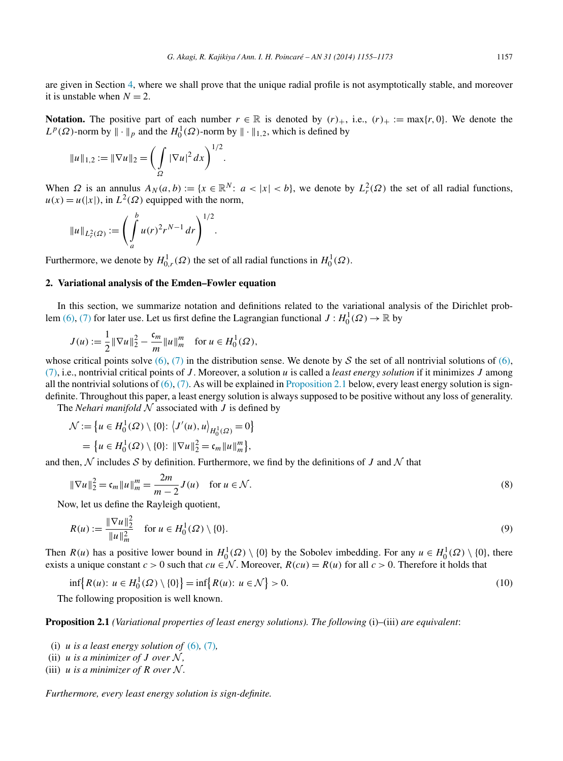are given in Section 4, where we shall prove that the unique radial profile is not asymptotically stable, and moreover it is unstable when $N = 2$.

**Notation.** The positive part of each number $r \in \mathbb{R}$ is denoted by $(r)_+$, i.e., $(r)_+ := \max\{r, 0\}$. We denote the $L^p(\Omega)$-norm by $\|\cdot\|_p$ and the $H_0^1(\Omega)$-norm by $\|\cdot\|_{1,2}$, which is defined by

$$\|u\|_{1,2} := \|\nabla u\|_2 = \left( \int_\Omega |\nabla u|^2 \, dx \right)^{1/2}.$$

When $\Omega$ is an annulus $A_N(a, b) := \{x \in \mathbb{R}^N\colon a < |x| < b\}$, we denote by $L_r^2(\Omega)$ the set of all radial functions, $u(x) = u(|x|)$, in $L^2(\Omega)$ equipped with the norm,

$$\|u\|_{L_r^2(\Omega)} := \left( \int_a^b u(r)^2 r^{N-1} \, dr \right)^{1/2}.$$

Furthermore, we denote by $H_{0,r}^1(\Omega)$ the set of all radial functions in $H_0^1(\Omega)$.

## 2. Variational analysis of the Emden–Fowler equation

In this section, we summarize notation and definitions related to the variational analysis of the Dirichlet problem (6), (7) for later use. Let us first define the Lagrangian functional $J : H_0^1(\Omega) \to \mathbb{R}$ by

$$J(u) := \frac{1}{2}\|\nabla u\|_2^2 - \frac{\mathfrak{c}_m}{m}\|u\|_m^m \quad \text{for } u \in H_0^1(\Omega),$$

whose critical points solve (6), (7) in the distribution sense. We denote by $\mathcal{S}$ the set of all nontrivial solutions of (6), (7), i.e., nontrivial critical points of $J$. Moreover, a solution $u$ is called a *least energy solution* if it minimizes $J$ among all the nontrivial solutions of (6), (7). As will be explained in Proposition 2.1 below, every least energy solution is sign-definite. Throughout this paper, a least energy solution is always supposed to be positive without any loss of generality.

The *Nehari manifold* $\mathcal{N}$ associated with $J$ is defined by

$$\begin{aligned}
\mathcal{N} &:= \left\{u \in H_0^1(\Omega) \setminus \{0\}\colon \left\langle J'(u), u\right\rangle_{H_0^1(\Omega)} = 0\right\} \\
&= \left\{u \in H_0^1(\Omega) \setminus \{0\}\colon \|\nabla u\|_2^2 = \mathfrak{c}_m \|u\|_m^m\right\},
\end{aligned}$$

and then, $\mathcal{N}$ includes $\mathcal{S}$ by definition. Furthermore, we find by the definitions of $J$ and $\mathcal{N}$ that

$$\|\nabla u\|_2^2 = \mathfrak{c}_m \|u\|_m^m = \frac{2m}{m-2} J(u) \quad \text{for } u \in \mathcal{N}. \tag{8}$$

Now, let us define the Rayleigh quotient,

$$R(u) := \frac{\|\nabla u\|_2^2}{\|u\|_m^2} \quad \text{for } u \in H_0^1(\Omega) \setminus \{0\}. \tag{9}$$

Then $R(u)$ has a positive lower bound in $H_0^1(\Omega) \setminus \{0\}$ by the Sobolev imbedding. For any $u \in H_0^1(\Omega) \setminus \{0\}$, there exists a unique constant $c > 0$ such that $cu \in \mathcal{N}$. Moreover, $R(cu) = R(u)$ for all $c > 0$. Therefore it holds that

$$\inf\left\{R(u)\colon u \in H_0^1(\Omega) \setminus \{0\}\right\} = \inf\left\{R(u)\colon u \in \mathcal{N}\right\} > 0. \tag{10}$$

The following proposition is well known.

**Proposition 2.1** *(Variational properties of least energy solutions). The following* (i)–(iii) *are equivalent*:

(i) *$u$ is a least energy solution of (6), (7),*
(ii) *$u$ is a minimizer of $J$ over $\mathcal{N}$,*
(iii) *$u$ is a minimizer of $R$ over $\mathcal{N}$.*

*Furthermore, every least energy solution is sign-definite.*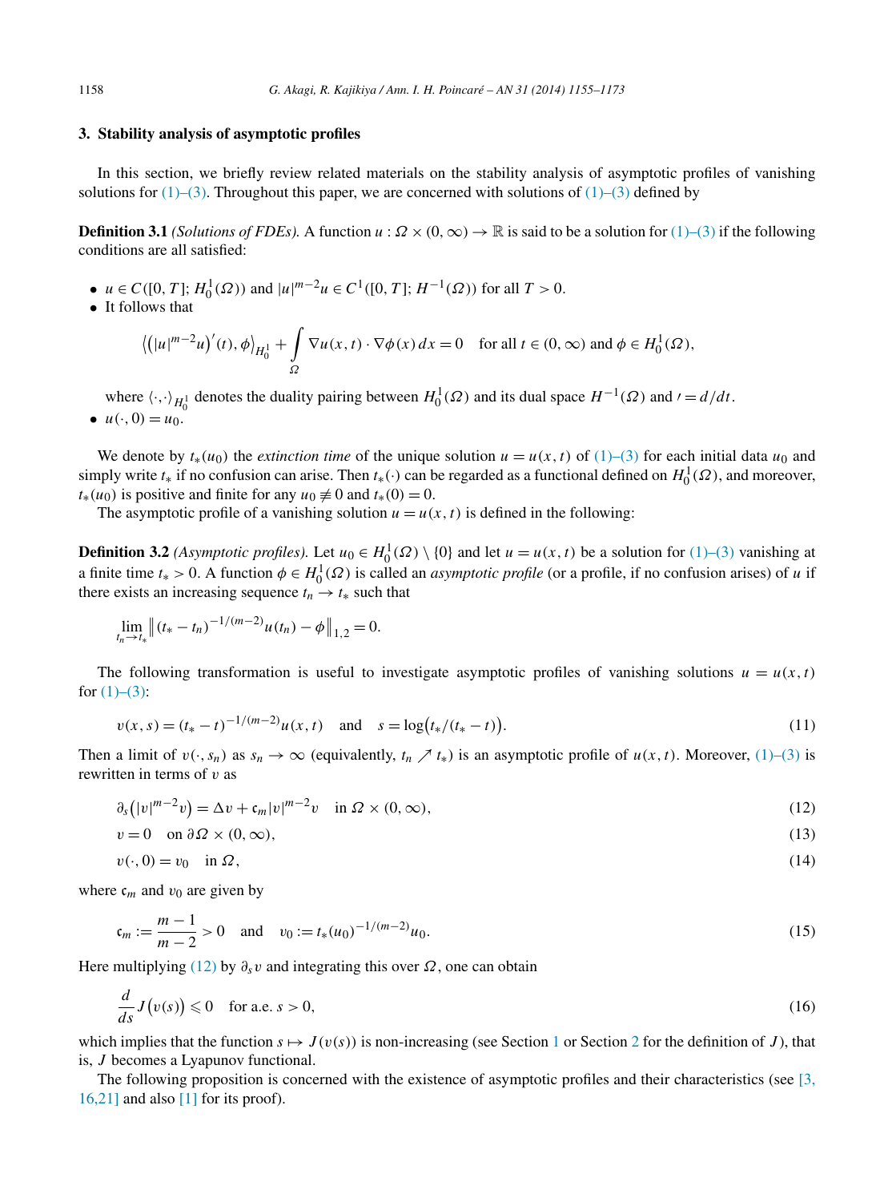## 3. Stability analysis of asymptotic profiles

In this section, we briefly review related materials on the stability analysis of asymptotic profiles of vanishing solutions for (1)–(3). Throughout this paper, we are concerned with solutions of (1)–(3) defined by

**Definition 3.1** *(Solutions of FDEs).* A function $u : \Omega \times (0, \infty) \to \mathbb{R}$ is said to be a solution for (1)–(3) if the following conditions are all satisfied:

- $u \in C([0, T]; H_0^1(\Omega))$ and $|u|^{m-2}u \in C^1([0, T]; H^{-1}(\Omega))$ for all $T > 0$.
- It follows that

$$\left\langle \left(|u|^{m-2}u\right)'(t), \phi \right\rangle_{H_0^1} + \int_\Omega \nabla u(x, t) \cdot \nabla \phi(x)\, dx = 0 \quad \text{for all } t \in (0, \infty) \text{ and } \phi \in H_0^1(\Omega),$$

  where $\langle \cdot, \cdot \rangle_{H_0^1}$ denotes the duality pairing between $H_0^1(\Omega)$ and its dual space $H^{-1}(\Omega)$ and $' = d/dt$.
- $u(\cdot, 0) = u_0$.

We denote by $t_*(u_0)$ the *extinction time* of the unique solution $u = u(x, t)$ of (1)–(3) for each initial data $u_0$ and simply write $t_*$ if no confusion can arise. Then $t_*(\cdot)$ can be regarded as a functional defined on $H_0^1(\Omega)$, and moreover, $t_*(u_0)$ is positive and finite for any $u_0 \not\equiv 0$ and $t_*(0) = 0$.

The asymptotic profile of a vanishing solution $u = u(x, t)$ is defined in the following:

**Definition 3.2** *(Asymptotic profiles).* Let $u_0 \in H_0^1(\Omega) \setminus \{0\}$ and let $u = u(x, t)$ be a solution for (1)–(3) vanishing at a finite time $t_* > 0$. A function $\phi \in H_0^1(\Omega)$ is called an *asymptotic profile* (or a profile, if no confusion arises) of $u$ if there exists an increasing sequence $t_n \to t_*$ such that

$$\lim_{t_n \to t_*} \left\| (t_* - t_n)^{-1/(m-2)} u(t_n) - \phi \right\|_{1,2} = 0.$$

The following transformation is useful to investigate asymptotic profiles of vanishing solutions $u = u(x, t)$ for (1)–(3):

$$v(x, s) = (t_* - t)^{-1/(m-2)} u(x, t) \quad \text{and} \quad s = \log\left(t_*/(t_* - t)\right). \tag{11}$$

Then a limit of $v(\cdot, s_n)$ as $s_n \to \infty$ (equivalently, $t_n \nearrow t_*$) is an asymptotic profile of $u(x, t)$. Moreover, (1)–(3) is rewritten in terms of $v$ as

$$\partial_s\left(|v|^{m-2}v\right) = \Delta v + \mathfrak{c}_m |v|^{m-2}v \quad \text{in } \Omega \times (0, \infty), \tag{12}$$

$$v = 0 \quad \text{on } \partial\Omega \times (0, \infty), \tag{13}$$

$$v(\cdot, 0) = v_0 \quad \text{in } \Omega, \tag{14}$$

where $\mathfrak{c}_m$ and $v_0$ are given by

$$\mathfrak{c}_m := \frac{m-1}{m-2} > 0 \quad \text{and} \quad v_0 := t_*(u_0)^{-1/(m-2)} u_0. \tag{15}$$

Here multiplying (12) by $\partial_s v$ and integrating this over $\Omega$, one can obtain

$$\frac{d}{ds} J\left(v(s)\right) \leqslant 0 \quad \text{for a.e. } s > 0, \tag{16}$$

which implies that the function $s \mapsto J(v(s))$ is non-increasing (see Section 1 or Section 2 for the definition of $J$), that is, $J$ becomes a Lyapunov functional.

The following proposition is concerned with the existence of asymptotic profiles and their characteristics (see [3,16,21] and also [1] for its proof).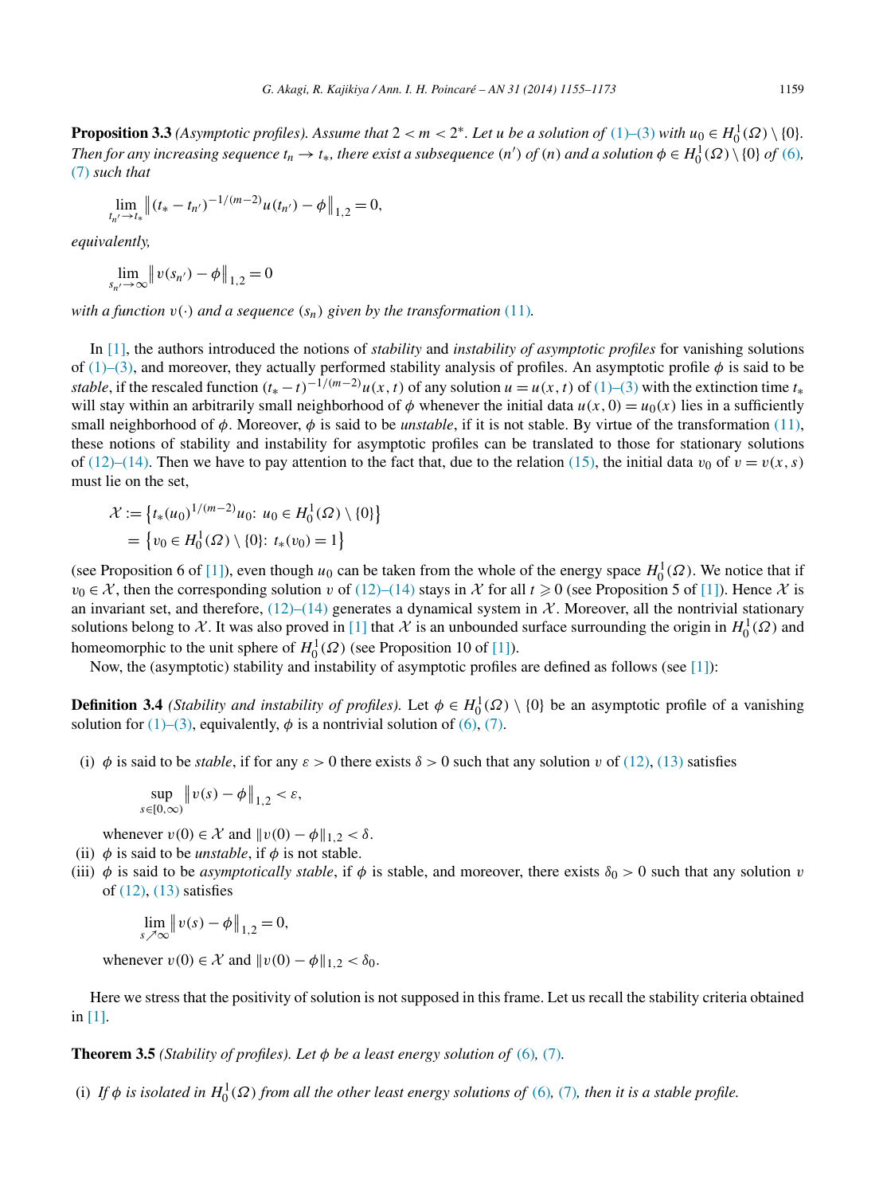**Proposition 3.3** *(Asymptotic profiles). Assume that $2 < m < 2^*$. Let $u$ be a solution of (1)–(3) with $u_0 \in H_0^1(\Omega) \setminus \{0\}$. Then for any increasing sequence $t_n \to t_*$, there exist a subsequence $(n')$ of $(n)$ and a solution $\phi \in H_0^1(\Omega) \setminus \{0\}$ of (6), (7) such that*

$$\lim_{t_{n'} \to t_*} \left\| (t_* - t_{n'})^{-1/(m-2)} u(t_{n'}) - \phi \right\|_{1,2} = 0,$$

*equivalently,*

$$\lim_{s_{n'} \to \infty} \left\| v(s_{n'}) - \phi \right\|_{1,2} = 0$$

*with a function $v(\cdot)$ and a sequence $(s_n)$ given by the transformation (11).*

In [1], the authors introduced the notions of *stability* and *instability of asymptotic profiles* for vanishing solutions of (1)–(3), and moreover, they actually performed stability analysis of profiles. An asymptotic profile $\phi$ is said to be *stable*, if the rescaled function $(t_* - t)^{-1/(m-2)} u(x,t)$ of any solution $u = u(x,t)$ of (1)–(3) with the extinction time $t_*$ will stay within an arbitrarily small neighborhood of $\phi$ whenever the initial data $u(x,0) = u_0(x)$ lies in a sufficiently small neighborhood of $\phi$. Moreover, $\phi$ is said to be *unstable*, if it is not stable. By virtue of the transformation (11), these notions of stability and instability for asymptotic profiles can be translated to those for stationary solutions of (12)–(14). Then we have to pay attention to the fact that, due to the relation (15), the initial data $v_0$ of $v = v(x,s)$ must lie on the set,

$$\begin{aligned}
\mathcal{X} &:= \left\{ t_*(u_0)^{1/(m-2)} u_0 \colon u_0 \in H_0^1(\Omega) \setminus \{0\} \right\} \\
&= \left\{ v_0 \in H_0^1(\Omega) \setminus \{0\} \colon t_*(v_0) = 1 \right\}
\end{aligned}$$

(see Proposition 6 of [1]), even though $u_0$ can be taken from the whole of the energy space $H_0^1(\Omega)$. We notice that if $v_0 \in \mathcal{X}$, then the corresponding solution $v$ of (12)–(14) stays in $\mathcal{X}$ for all $t \geqslant 0$ (see Proposition 5 of [1]). Hence $\mathcal{X}$ is an invariant set, and therefore, (12)–(14) generates a dynamical system in $\mathcal{X}$. Moreover, all the nontrivial stationary solutions belong to $\mathcal{X}$. It was also proved in [1] that $\mathcal{X}$ is an unbounded surface surrounding the origin in $H_0^1(\Omega)$ and homeomorphic to the unit sphere of $H_0^1(\Omega)$ (see Proposition 10 of [1]).

Now, the (asymptotic) stability and instability of asymptotic profiles are defined as follows (see [1]):

**Definition 3.4** *(Stability and instability of profiles).* Let $\phi \in H_0^1(\Omega) \setminus \{0\}$ be an asymptotic profile of a vanishing solution for (1)–(3), equivalently, $\phi$ is a nontrivial solution of (6), (7).

(i) $\phi$ is said to be *stable*, if for any $\varepsilon > 0$ there exists $\delta > 0$ such that any solution $v$ of (12), (13) satisfies

$$\sup_{s \in [0,\infty)} \left\| v(s) - \phi \right\|_{1,2} < \varepsilon,$$

whenever $v(0) \in \mathcal{X}$ and $\|v(0) - \phi\|_{1,2} < \delta$.

(ii) $\phi$ is said to be *unstable*, if $\phi$ is not stable.

(iii) $\phi$ is said to be *asymptotically stable*, if $\phi$ is stable, and moreover, there exists $\delta_0 > 0$ such that any solution $v$ of (12), (13) satisfies

$$\lim_{s \nearrow \infty} \left\| v(s) - \phi \right\|_{1,2} = 0,$$

whenever $v(0) \in \mathcal{X}$ and $\|v(0) - \phi\|_{1,2} < \delta_0$.

Here we stress that the positivity of solution is not supposed in this frame. Let us recall the stability criteria obtained in [1].

**Theorem 3.5** *(Stability of profiles). Let $\phi$ be a least energy solution of (6), (7).*

(i) *If $\phi$ is isolated in $H_0^1(\Omega)$ from all the other least energy solutions of (6), (7), then it is a stable profile.*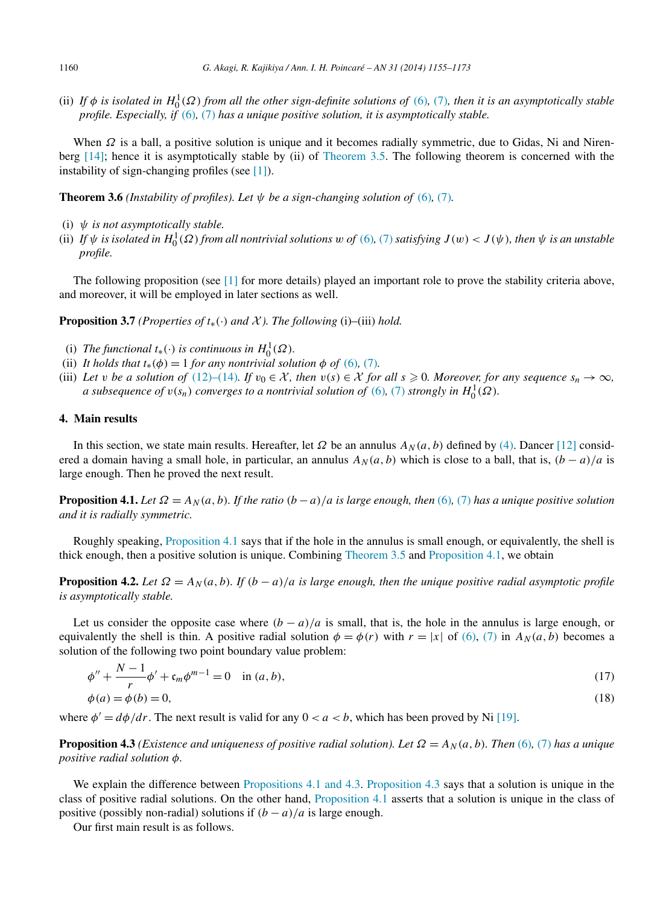(ii) *If $\phi$ is isolated in $H_0^1(\Omega)$ from all the other sign-definite solutions of (6), (7), then it is an asymptotically stable profile. Especially, if (6), (7) has a unique positive solution, it is asymptotically stable.*

When $\Omega$ is a ball, a positive solution is unique and it becomes radially symmetric, due to Gidas, Ni and Nirenberg [14]; hence it is asymptotically stable by (ii) of Theorem 3.5. The following theorem is concerned with the instability of sign-changing profiles (see [1]).

**Theorem 3.6** *(Instability of profiles). Let $\psi$ be a sign-changing solution of (6), (7).*

(i) *$\psi$ is not asymptotically stable.*
(ii) *If $\psi$ is isolated in $H_0^1(\Omega)$ from all nontrivial solutions $w$ of (6), (7) satisfying $J(w) < J(\psi)$, then $\psi$ is an unstable profile.*

The following proposition (see [1] for more details) played an important role to prove the stability criteria above, and moreover, it will be employed in later sections as well.

**Proposition 3.7** *(Properties of $t_*(\cdot)$ and $\mathcal{X}$). The following* (i)–(iii) *hold.*

(i) *The functional $t_*(\cdot)$ is continuous in $H_0^1(\Omega)$.*
(ii) *It holds that $t_*(\phi) = 1$ for any nontrivial solution $\phi$ of (6), (7).*
(iii) *Let $v$ be a solution of (12)–(14). If $v_0 \in \mathcal{X}$, then $v(s) \in \mathcal{X}$ for all $s \geqslant 0$. Moreover, for any sequence $s_n \to \infty$, a subsequence of $v(s_n)$ converges to a nontrivial solution of (6), (7) strongly in $H_0^1(\Omega)$.*

## 4. Main results

In this section, we state main results. Hereafter, let $\Omega$ be an annulus $A_N(a,b)$ defined by (4). Dancer [12] considered a domain having a small hole, in particular, an annulus $A_N(a,b)$ which is close to a ball, that is, $(b-a)/a$ is large enough. Then he proved the next result.

**Proposition 4.1.** *Let $\Omega = A_N(a,b)$. If the ratio $(b-a)/a$ is large enough, then (6), (7) has a unique positive solution and it is radially symmetric.*

Roughly speaking, Proposition 4.1 says that if the hole in the annulus is small enough, or equivalently, the shell is thick enough, then a positive solution is unique. Combining Theorem 3.5 and Proposition 4.1, we obtain

**Proposition 4.2.** *Let $\Omega = A_N(a,b)$. If $(b-a)/a$ is large enough, then the unique positive radial asymptotic profile is asymptotically stable.*

Let us consider the opposite case where $(b-a)/a$ is small, that is, the hole in the annulus is large enough, or equivalently the shell is thin. A positive radial solution $\phi = \phi(r)$ with $r = |x|$ of (6), (7) in $A_N(a,b)$ becomes a solution of the following two point boundary value problem:

$$\phi'' + \frac{N-1}{r}\phi' + \mathfrak{c}_m \phi^{m-1} = 0 \quad \text{in } (a,b), \tag{17}$$

$$\phi(a) = \phi(b) = 0, \tag{18}$$

where $\phi' = d\phi/dr$. The next result is valid for any $0 < a < b$, which has been proved by Ni [19].

**Proposition 4.3** *(Existence and uniqueness of positive radial solution). Let $\Omega = A_N(a,b)$. Then (6), (7) has a unique positive radial solution $\phi$.*

We explain the difference between Propositions 4.1 and 4.3. Proposition 4.3 says that a solution is unique in the class of positive radial solutions. On the other hand, Proposition 4.1 asserts that a solution is unique in the class of positive (possibly non-radial) solutions if $(b-a)/a$ is large enough.

Our first main result is as follows.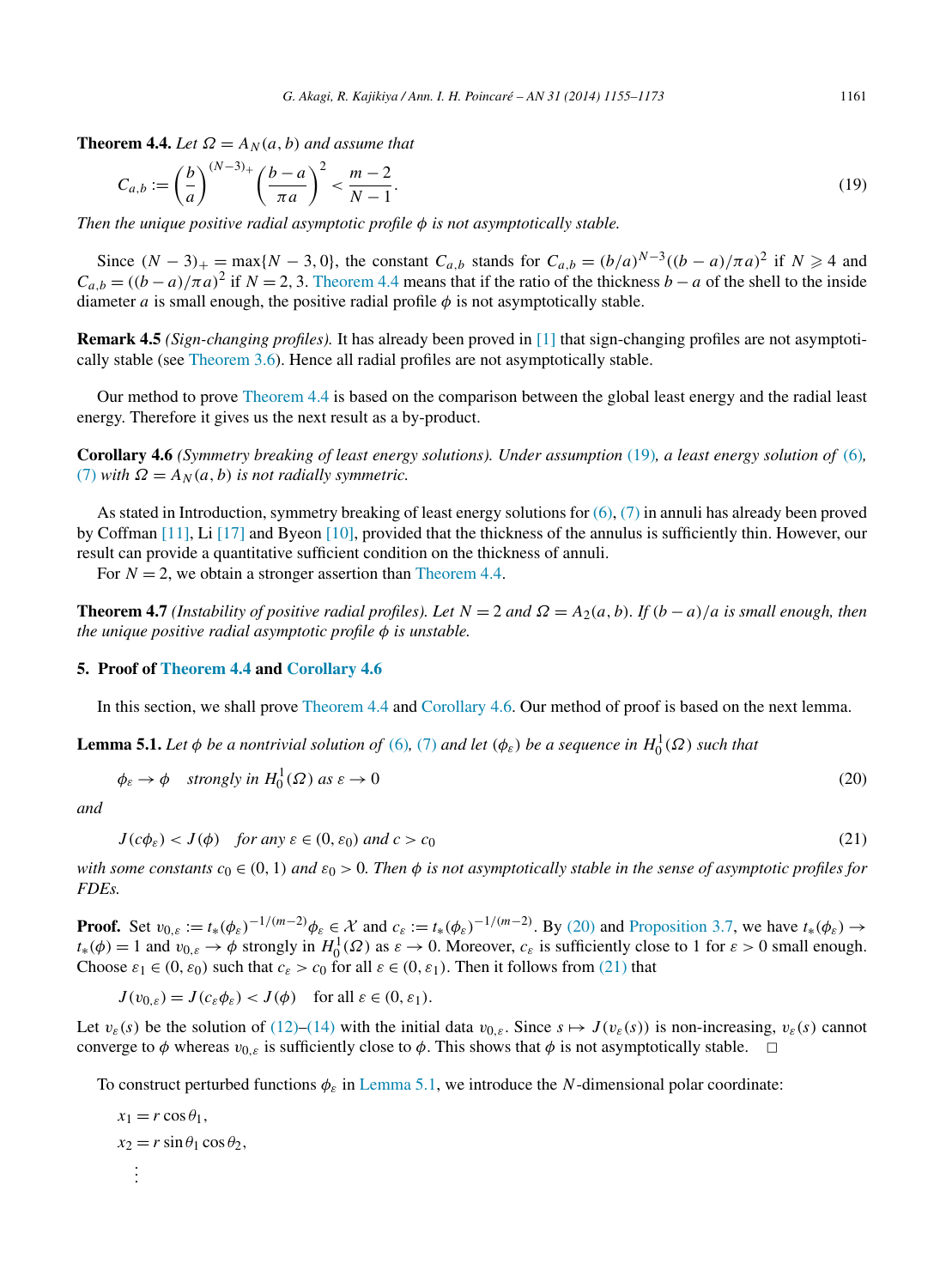**Theorem 4.4.** *Let $\Omega = A_N(a,b)$ and assume that*

$$C_{a,b} := \left(\frac{b}{a}\right)^{(N-3)_+} \left(\frac{b-a}{\pi a}\right)^2 < \frac{m-2}{N-1}. \tag{19}$$

*Then the unique positive radial asymptotic profile $\phi$ is not asymptotically stable.*

Since $(N-3)_+ = \max\{N-3, 0\}$, the constant $C_{a,b}$ stands for $C_{a,b} = (b/a)^{N-3}((b-a)/\pi a)^2$ if $N \geqslant 4$ and $C_{a,b} = ((b-a)/\pi a)^2$ if $N = 2, 3$. Theorem 4.4 means that if the ratio of the thickness $b-a$ of the shell to the inside diameter $a$ is small enough, the positive radial profile $\phi$ is not asymptotically stable.

**Remark 4.5** *(Sign-changing profiles).* It has already been proved in [1] that sign-changing profiles are not asymptotically stable (see Theorem 3.6). Hence all radial profiles are not asymptotically stable.

Our method to prove Theorem 4.4 is based on the comparison between the global least energy and the radial least energy. Therefore it gives us the next result as a by-product.

**Corollary 4.6** *(Symmetry breaking of least energy solutions). Under assumption (19), a least energy solution of (6), (7) with $\Omega = A_N(a,b)$ is not radially symmetric.*

As stated in Introduction, symmetry breaking of least energy solutions for (6), (7) in annuli has already been proved by Coffman [11], Li [17] and Byeon [10], provided that the thickness of the annulus is sufficiently thin. However, our result can provide a quantitative sufficient condition on the thickness of annuli.

For $N = 2$, we obtain a stronger assertion than Theorem 4.4.

**Theorem 4.7** *(Instability of positive radial profiles). Let $N = 2$ and $\Omega = A_2(a,b)$. If $(b-a)/a$ is small enough, then the unique positive radial asymptotic profile $\phi$ is unstable.*

## 5. Proof of Theorem 4.4 and Corollary 4.6

In this section, we shall prove Theorem 4.4 and Corollary 4.6. Our method of proof is based on the next lemma.

**Lemma 5.1.** *Let $\phi$ be a nontrivial solution of (6), (7) and let $(\phi_\varepsilon)$ be a sequence in $H_0^1(\Omega)$ such that*

$$\phi_\varepsilon \to \phi \quad \text{strongly in } H_0^1(\Omega) \text{ as } \varepsilon \to 0 \tag{20}$$

*and*

$$J(c\phi_\varepsilon) < J(\phi) \quad \text{for any } \varepsilon \in (0, \varepsilon_0) \text{ and } c > c_0 \tag{21}$$

*with some constants $c_0 \in (0,1)$ and $\varepsilon_0 > 0$. Then $\phi$ is not asymptotically stable in the sense of asymptotic profiles for FDEs.*

**Proof.** Set $v_{0,\varepsilon} := t_*(\phi_\varepsilon)^{-1/(m-2)}\phi_\varepsilon \in \mathcal{X}$ and $c_\varepsilon := t_*(\phi_\varepsilon)^{-1/(m-2)}$. By (20) and Proposition 3.7, we have $t_*(\phi_\varepsilon) \to t_*(\phi) = 1$ and $v_{0,\varepsilon} \to \phi$ strongly in $H_0^1(\Omega)$ as $\varepsilon \to 0$. Moreover, $c_\varepsilon$ is sufficiently close to 1 for $\varepsilon > 0$ small enough. Choose $\varepsilon_1 \in (0, \varepsilon_0)$ such that $c_\varepsilon > c_0$ for all $\varepsilon \in (0, \varepsilon_1)$. Then it follows from (21) that

$$J(v_{0,\varepsilon}) = J(c_\varepsilon \phi_\varepsilon) < J(\phi) \quad \text{for all } \varepsilon \in (0, \varepsilon_1).$$

Let $v_\varepsilon(s)$ be the solution of (12)–(14) with the initial data $v_{0,\varepsilon}$. Since $s \mapsto J(v_\varepsilon(s))$ is non-increasing, $v_\varepsilon(s)$ cannot converge to $\phi$ whereas $v_{0,\varepsilon}$ is sufficiently close to $\phi$. This shows that $\phi$ is not asymptotically stable. $\square$

To construct perturbed functions $\phi_\varepsilon$ in Lemma 5.1, we introduce the $N$-dimensional polar coordinate:

$$x_1 = r\cos\theta_1,$$
$$x_2 = r\sin\theta_1\cos\theta_2,$$
$$\vdots$$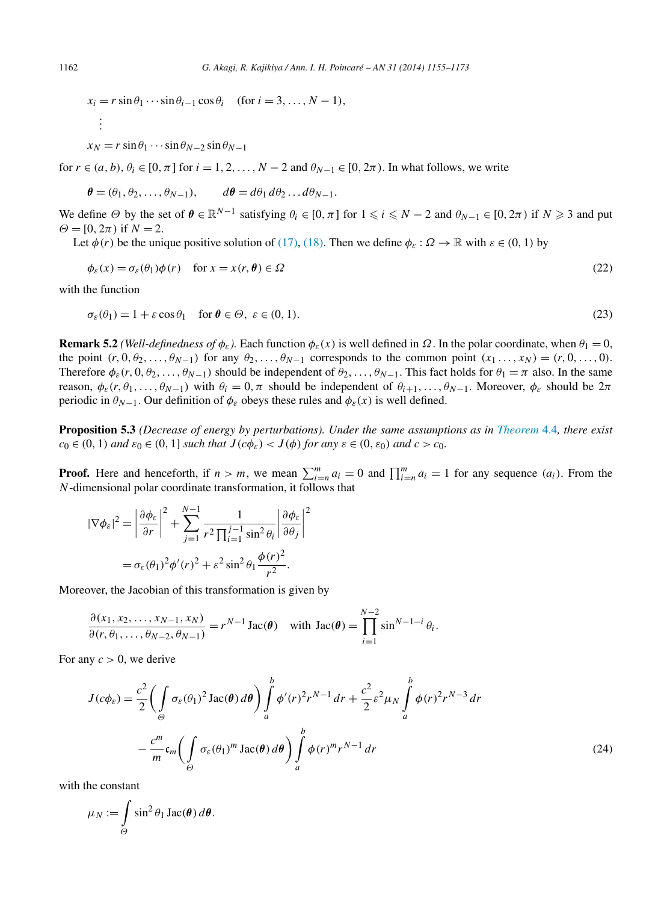$$x_i = r\sin\theta_1 \cdots \sin\theta_{i-1}\cos\theta_i \quad (\text{for } i = 3, \dots, N-1),$$

$$\vdots$$

$$x_N = r\sin\theta_1 \cdots \sin\theta_{N-2}\sin\theta_{N-1}$$

for $r \in (a,b)$, $\theta_i \in [0,\pi]$ for $i = 1, 2, \dots, N-2$ and $\theta_{N-1} \in [0, 2\pi)$. In what follows, we write

$$\boldsymbol{\theta} = (\theta_1, \theta_2, \dots, \theta_{N-1}), \qquad d\boldsymbol{\theta} = d\theta_1\, d\theta_2 \dots d\theta_{N-1}.$$

We define $\Theta$ by the set of $\boldsymbol{\theta} \in \mathbb{R}^{N-1}$ satisfying $\theta_i \in [0,\pi]$ for $1 \leqslant i \leqslant N-2$ and $\theta_{N-1} \in [0, 2\pi)$ if $N \geqslant 3$ and put $\Theta = [0, 2\pi)$ if $N = 2$.

Let $\phi(r)$ be the unique positive solution of (17), (18). Then we define $\phi_\varepsilon : \Omega \to \mathbb{R}$ with $\varepsilon \in (0,1)$ by

$$\phi_\varepsilon(x) = \sigma_\varepsilon(\theta_1)\phi(r) \quad \text{for } x = x(r, \boldsymbol{\theta}) \in \Omega \tag{22}$$

with the function

$$\sigma_\varepsilon(\theta_1) = 1 + \varepsilon\cos\theta_1 \quad \text{for } \boldsymbol{\theta} \in \Theta,\ \varepsilon \in (0,1). \tag{23}$$

**Remark 5.2** *(Well-definedness of $\phi_\varepsilon$).* Each function $\phi_\varepsilon(x)$ is well defined in $\Omega$. In the polar coordinate, when $\theta_1 = 0$, the point $(r, 0, \theta_2, \dots, \theta_{N-1})$ for any $\theta_2, \dots, \theta_{N-1}$ corresponds to the common point $(x_1 \dots, x_N) = (r, 0, \dots, 0)$. Therefore $\phi_\varepsilon(r, 0, \theta_2, \dots, \theta_{N-1})$ should be independent of $\theta_2, \dots, \theta_{N-1}$. This fact holds for $\theta_1 = \pi$ also. In the same reason, $\phi_\varepsilon(r, \theta_1, \dots, \theta_{N-1})$ with $\theta_i = 0, \pi$ should be independent of $\theta_{i+1}, \dots, \theta_{N-1}$. Moreover, $\phi_\varepsilon$ should be $2\pi$ periodic in $\theta_{N-1}$. Our definition of $\phi_\varepsilon$ obeys these rules and $\phi_\varepsilon(x)$ is well defined.

**Proposition 5.3** *(Decrease of energy by perturbations). Under the same assumptions as in Theorem 4.4, there exist $c_0 \in (0,1)$ and $\varepsilon_0 \in (0,1]$ such that $J(c\phi_\varepsilon) < J(\phi)$ for any $\varepsilon \in (0, \varepsilon_0)$ and $c > c_0$.*

**Proof.** Here and henceforth, if $n > m$, we mean $\sum_{i=n}^m a_i = 0$ and $\prod_{i=n}^m a_i = 1$ for any sequence $(a_i)$. From the $N$-dimensional polar coordinate transformation, it follows that

$$\begin{aligned}
|\nabla\phi_\varepsilon|^2 &= \left|\frac{\partial\phi_\varepsilon}{\partial r}\right|^2 + \sum_{j=1}^{N-1} \frac{1}{r^2\prod_{i=1}^{j-1}\sin^2\theta_i}\left|\frac{\partial\phi_\varepsilon}{\partial\theta_j}\right|^2 \\
&= \sigma_\varepsilon(\theta_1)^2\phi'(r)^2 + \varepsilon^2\sin^2\theta_1\frac{\phi(r)^2}{r^2}.
\end{aligned}$$

Moreover, the Jacobian of this transformation is given by

$$\frac{\partial(x_1, x_2, \dots, x_{N-1}, x_N)}{\partial(r, \theta_1, \dots, \theta_{N-2}, \theta_{N-1})} = r^{N-1}\operatorname{Jac}(\boldsymbol{\theta}) \quad \text{with } \operatorname{Jac}(\boldsymbol{\theta}) = \prod_{i=1}^{N-2}\sin^{N-1-i}\theta_i.$$

For any $c > 0$, we derive

$$\begin{aligned}
J(c\phi_\varepsilon) &= \frac{c^2}{2}\left(\int_\Theta \sigma_\varepsilon(\theta_1)^2\operatorname{Jac}(\boldsymbol{\theta})\,d\boldsymbol{\theta}\right)\int_a^b \phi'(r)^2 r^{N-1}\,dr + \frac{c^2}{2}\varepsilon^2\mu_N\int_a^b \phi(r)^2 r^{N-3}\,dr \\
&\quad - \frac{c^m}{m}\mathfrak{c}_m\left(\int_\Theta \sigma_\varepsilon(\theta_1)^m\operatorname{Jac}(\boldsymbol{\theta})\,d\boldsymbol{\theta}\right)\int_a^b \phi(r)^m r^{N-1}\,dr
\end{aligned} \tag{24}$$

with the constant

$$\mu_N := \int_\Theta \sin^2\theta_1\operatorname{Jac}(\boldsymbol{\theta})\,d\boldsymbol{\theta}.$$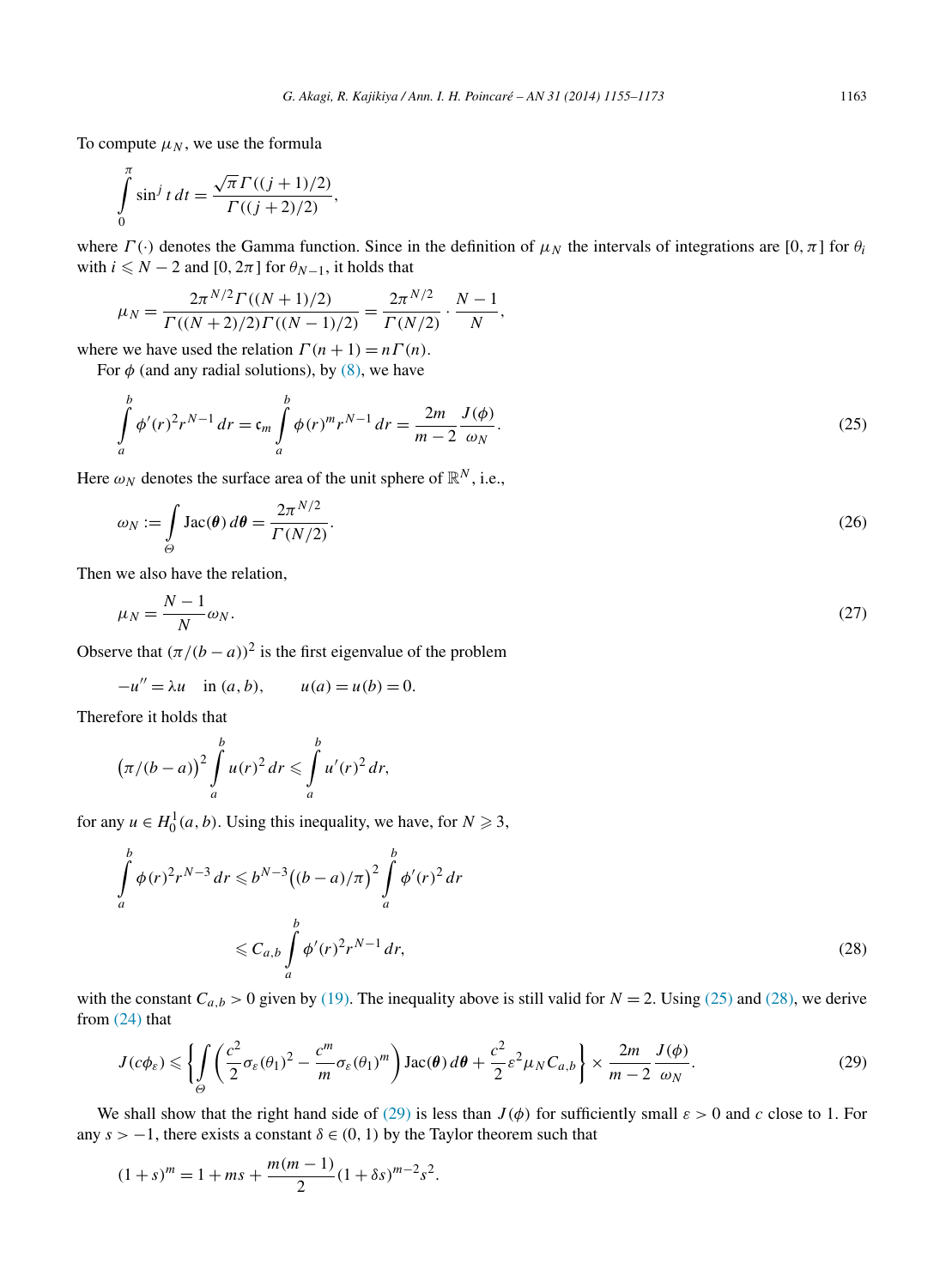To compute $\mu_N$, we use the formula

$$\int_0^{\pi} \sin^j t\, dt = \frac{\sqrt{\pi}\,\Gamma((j+1)/2)}{\Gamma((j+2)/2)},$$

where $\Gamma(\cdot)$ denotes the Gamma function. Since in the definition of $\mu_N$ the intervals of integrations are $[0,\pi]$ for $\theta_i$ with $i \leqslant N-2$ and $[0,2\pi]$ for $\theta_{N-1}$, it holds that

$$\mu_N = \frac{2\pi^{N/2}\Gamma((N+1)/2)}{\Gamma((N+2)/2)\Gamma((N-1)/2)} = \frac{2\pi^{N/2}}{\Gamma(N/2)} \cdot \frac{N-1}{N},$$

where we have used the relation $\Gamma(n+1) = n\Gamma(n)$.

For $\phi$ (and any radial solutions), by (8), we have

$$\int_a^b \phi'(r)^2 r^{N-1}\, dr = \mathfrak{c}_m \int_a^b \phi(r)^m r^{N-1}\, dr = \frac{2m}{m-2}\frac{J(\phi)}{\omega_N}. \tag{25}$$

Here $\omega_N$ denotes the surface area of the unit sphere of $\mathbb{R}^N$, i.e.,

$$\omega_N := \int_{\Theta} \operatorname{Jac}(\boldsymbol{\theta})\, d\boldsymbol{\theta} = \frac{2\pi^{N/2}}{\Gamma(N/2)}. \tag{26}$$

Then we also have the relation,

$$\mu_N = \frac{N-1}{N}\omega_N. \tag{27}$$

Observe that $(\pi/(b-a))^2$ is the first eigenvalue of the problem

$$-u'' = \lambda u \quad \text{in } (a,b), \qquad u(a) = u(b) = 0.$$

Therefore it holds that

$$\big(\pi/(b-a)\big)^2 \int_a^b u(r)^2\, dr \leqslant \int_a^b u'(r)^2\, dr,$$

for any $u \in H_0^1(a,b)$. Using this inequality, we have, for $N \geqslant 3$,

$$\begin{aligned}
\int_a^b \phi(r)^2 r^{N-3}\, dr &\leqslant b^{N-3}\big((b-a)/\pi\big)^2 \int_a^b \phi'(r)^2\, dr \\
&\leqslant C_{a,b} \int_a^b \phi'(r)^2 r^{N-1}\, dr,
\end{aligned} \tag{28}$$

with the constant $C_{a,b} > 0$ given by (19). The inequality above is still valid for $N = 2$. Using (25) and (28), we derive from (24) that

$$J(c\phi_\varepsilon) \leqslant \left\{ \int_{\Theta} \left( \frac{c^2}{2}\sigma_\varepsilon(\theta_1)^2 - \frac{c^m}{m}\sigma_\varepsilon(\theta_1)^m \right) \operatorname{Jac}(\boldsymbol{\theta})\, d\boldsymbol{\theta} + \frac{c^2}{2}\varepsilon^2 \mu_N C_{a,b} \right\} \times \frac{2m}{m-2}\frac{J(\phi)}{\omega_N}. \tag{29}$$

We shall show that the right hand side of (29) is less than $J(\phi)$ for sufficiently small $\varepsilon > 0$ and $c$ close to 1. For any $s > -1$, there exists a constant $\delta \in (0,1)$ by the Taylor theorem such that

$$(1+s)^m = 1 + ms + \frac{m(m-1)}{2}(1+\delta s)^{m-2}s^2.$$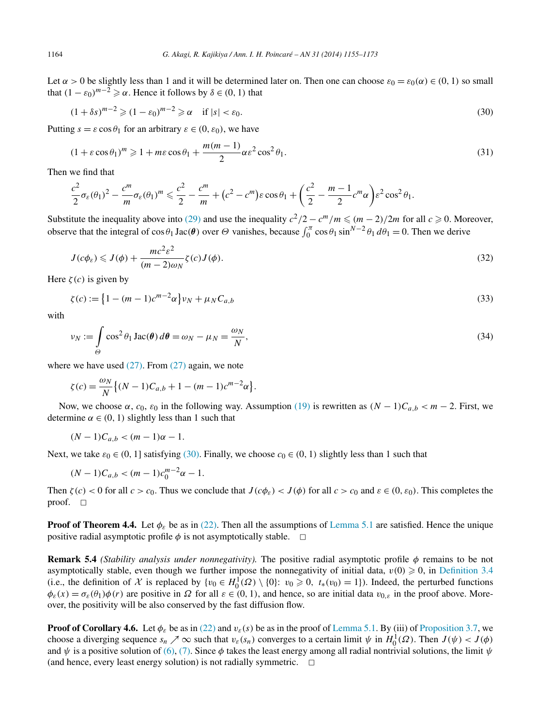Let $\alpha > 0$ be slightly less than 1 and it will be determined later on. Then one can choose $\varepsilon_0 = \varepsilon_0(\alpha) \in (0,1)$ so small that $(1-\varepsilon_0)^{m-2} \geqslant \alpha$. Hence it follows by $\delta \in (0,1)$ that

$$(1+\delta s)^{m-2} \geqslant (1-\varepsilon_0)^{m-2} \geqslant \alpha \quad \text{if } |s| < \varepsilon_0. \tag{30}$$

Putting $s = \varepsilon \cos\theta_1$ for an arbitrary $\varepsilon \in (0, \varepsilon_0)$, we have

$$(1+\varepsilon\cos\theta_1)^m \geqslant 1 + m\varepsilon\cos\theta_1 + \frac{m(m-1)}{2}\alpha\varepsilon^2\cos^2\theta_1. \tag{31}$$

Then we find that

$$\frac{c^2}{2}\sigma_\varepsilon(\theta_1)^2 - \frac{c^m}{m}\sigma_\varepsilon(\theta_1)^m \leqslant \frac{c^2}{2} - \frac{c^m}{m} + \left(c^2 - c^m\right)\varepsilon\cos\theta_1 + \left(\frac{c^2}{2} - \frac{m-1}{2}c^m\alpha\right)\varepsilon^2\cos^2\theta_1.$$

Substitute the inequality above into (29) and use the inequality $c^2/2 - c^m/m \leqslant (m-2)/2m$ for all $c \geqslant 0$. Moreover, observe that the integral of $\cos\theta_1 \operatorname{Jac}(\boldsymbol{\theta})$ over $\Theta$ vanishes, because $\int_0^\pi \cos\theta_1 \sin^{N-2}\theta_1\, d\theta_1 = 0$. Then we derive

$$J(c\phi_\varepsilon) \leqslant J(\phi) + \frac{mc^2\varepsilon^2}{(m-2)\omega_N}\zeta(c)J(\phi). \tag{32}$$

Here $\zeta(c)$ is given by

$$\zeta(c) := \left\{1 - (m-1)c^{m-2}\alpha\right\}\nu_N + \mu_N C_{a,b} \tag{33}$$

with

$$\nu_N := \int_\Theta \cos^2\theta_1 \operatorname{Jac}(\boldsymbol{\theta})\, d\boldsymbol{\theta} = \omega_N - \mu_N = \frac{\omega_N}{N}, \tag{34}$$

where we have used (27). From (27) again, we note

$$\zeta(c) = \frac{\omega_N}{N}\left\{(N-1)C_{a,b} + 1 - (m-1)c^{m-2}\alpha\right\}.$$

Now, we choose $\alpha$, $c_0$, $\varepsilon_0$ in the following way. Assumption (19) is rewritten as $(N-1)C_{a,b} < m-2$. First, we determine $\alpha \in (0,1)$ slightly less than 1 such that

$$(N-1)C_{a,b} < (m-1)\alpha - 1.$$

Next, we take $\varepsilon_0 \in (0,1]$ satisfying (30). Finally, we choose $c_0 \in (0,1)$ slightly less than 1 such that

$$(N-1)C_{a,b} < (m-1)c_0^{m-2}\alpha - 1.$$

Then $\zeta(c) < 0$ for all $c > c_0$. Thus we conclude that $J(c\phi_\varepsilon) < J(\phi)$ for all $c > c_0$ and $\varepsilon \in (0, \varepsilon_0)$. This completes the proof. $\square$

**Proof of Theorem 4.4.** Let $\phi_\varepsilon$ be as in (22). Then all the assumptions of Lemma 5.1 are satisfied. Hence the unique positive radial asymptotic profile $\phi$ is not asymptotically stable. $\square$

**Remark 5.4** *(Stability analysis under nonnegativity).* The positive radial asymptotic profile $\phi$ remains to be not asymptotically stable, even though we further impose the nonnegativity of initial data, $v(0) \geqslant 0$, in Definition 3.4 (i.e., the definition of $\mathcal{X}$ is replaced by $\{v_0 \in H_0^1(\Omega) \setminus \{0\}\colon v_0 \geqslant 0,\ t_*(v_0) = 1\}$). Indeed, the perturbed functions $\phi_\varepsilon(x) = \sigma_\varepsilon(\theta_1)\phi(r)$ are positive in $\Omega$ for all $\varepsilon \in (0,1)$, and hence, so are initial data $v_{0,\varepsilon}$ in the proof above. Moreover, the positivity will be also conserved by the fast diffusion flow.

**Proof of Corollary 4.6.** Let $\phi_\varepsilon$ be as in (22) and $v_\varepsilon(s)$ be as in the proof of Lemma 5.1. By (iii) of Proposition 3.7, we choose a diverging sequence $s_n \nearrow \infty$ such that $v_\varepsilon(s_n)$ converges to a certain limit $\psi$ in $H_0^1(\Omega)$. Then $J(\psi) < J(\phi)$ and $\psi$ is a positive solution of (6), (7). Since $\phi$ takes the least energy among all radial nontrivial solutions, the limit $\psi$ (and hence, every least energy solution) is not radially symmetric. $\square$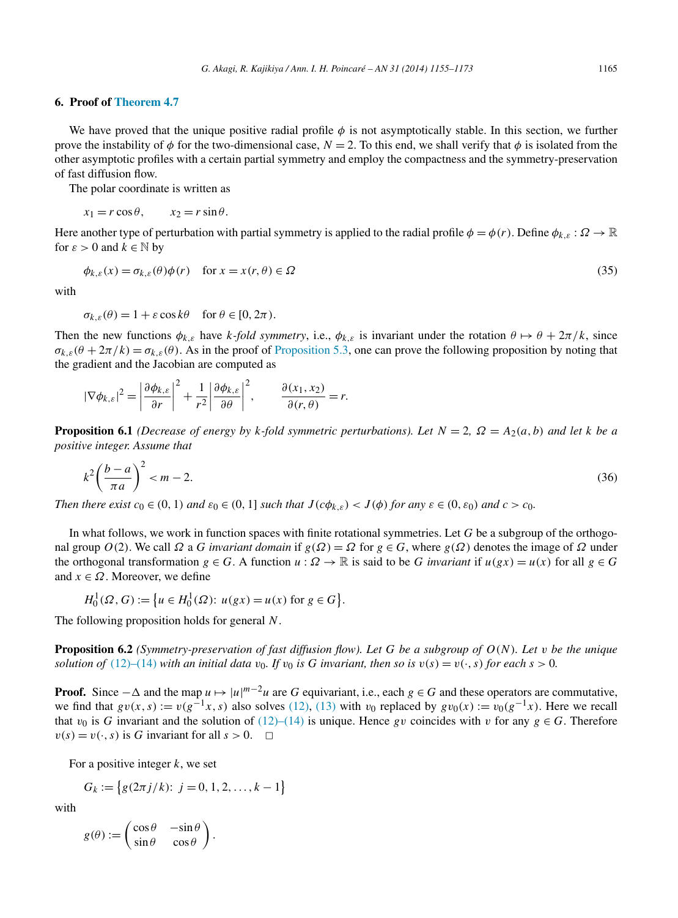## 6. Proof of Theorem 4.7

We have proved that the unique positive radial profile $\phi$ is not asymptotically stable. In this section, we further prove the instability of $\phi$ for the two-dimensional case, $N = 2$. To this end, we shall verify that $\phi$ is isolated from the other asymptotic profiles with a certain partial symmetry and employ the compactness and the symmetry-preservation of fast diffusion flow.

The polar coordinate is written as

$$x_1 = r\cos\theta, \qquad x_2 = r\sin\theta.$$

Here another type of perturbation with partial symmetry is applied to the radial profile $\phi = \phi(r)$. Define $\phi_{k,\varepsilon} : \Omega \to \mathbb{R}$ for $\varepsilon > 0$ and $k \in \mathbb{N}$ by

$$\phi_{k,\varepsilon}(x) = \sigma_{k,\varepsilon}(\theta)\phi(r) \quad \text{for } x = x(r,\theta) \in \Omega \tag{35}$$

with

$$\sigma_{k,\varepsilon}(\theta) = 1 + \varepsilon\cos k\theta \quad \text{for } \theta \in [0, 2\pi).$$

Then the new functions $\phi_{k,\varepsilon}$ have *k-fold symmetry*, i.e., $\phi_{k,\varepsilon}$ is invariant under the rotation $\theta \mapsto \theta + 2\pi/k$, since $\sigma_{k,\varepsilon}(\theta + 2\pi/k) = \sigma_{k,\varepsilon}(\theta)$. As in the proof of Proposition 5.3, one can prove the following proposition by noting that the gradient and the Jacobian are computed as

$$|\nabla\phi_{k,\varepsilon}|^2 = \left|\frac{\partial\phi_{k,\varepsilon}}{\partial r}\right|^2 + \frac{1}{r^2}\left|\frac{\partial\phi_{k,\varepsilon}}{\partial\theta}\right|^2, \qquad \frac{\partial(x_1,x_2)}{\partial(r,\theta)} = r.$$

**Proposition 6.1** *(Decrease of energy by k-fold symmetric perturbations). Let $N = 2$, $\Omega = A_2(a,b)$ and let $k$ be a positive integer. Assume that*

$$k^2\left(\frac{b-a}{\pi a}\right)^2 < m - 2. \tag{36}$$

*Then there exist $c_0 \in (0,1)$ and $\varepsilon_0 \in (0,1]$ such that $J(c\phi_{k,\varepsilon}) < J(\phi)$ for any $\varepsilon \in (0,\varepsilon_0)$ and $c > c_0$.*

In what follows, we work in function spaces with finite rotational symmetries. Let $G$ be a subgroup of the orthogonal group $O(2)$. We call $\Omega$ a *G invariant domain* if $g(\Omega) = \Omega$ for $g \in G$, where $g(\Omega)$ denotes the image of $\Omega$ under the orthogonal transformation $g \in G$. A function $u : \Omega \to \mathbb{R}$ is said to be *G invariant* if $u(gx) = u(x)$ for all $g \in G$ and $x \in \Omega$. Moreover, we define

$$H_0^1(\Omega, G) := \left\{u \in H_0^1(\Omega)\colon\ u(gx) = u(x) \text{ for } g \in G\right\}.$$

The following proposition holds for general $N$.

**Proposition 6.2** *(Symmetry-preservation of fast diffusion flow). Let $G$ be a subgroup of $O(N)$. Let $v$ be the unique solution of (12)–(14) with an initial data $v_0$. If $v_0$ is $G$ invariant, then so is $v(s) = v(\cdot, s)$ for each $s > 0$.*

**Proof.** Since $-\Delta$ and the map $u \mapsto |u|^{m-2}u$ are $G$ equivariant, i.e., each $g \in G$ and these operators are commutative, we find that $gv(x,s) := v(g^{-1}x, s)$ also solves (12), (13) with $v_0$ replaced by $gv_0(x) := v_0(g^{-1}x)$. Here we recall that $v_0$ is $G$ invariant and the solution of (12)–(14) is unique. Hence $gv$ coincides with $v$ for any $g \in G$. Therefore $v(s) = v(\cdot, s)$ is $G$ invariant for all $s > 0$. $\square$

For a positive integer $k$, we set

$$G_k := \left\{g(2\pi j/k)\colon\ j = 0, 1, 2, \ldots, k-1\right\}$$

with

$$g(\theta) := \begin{pmatrix} \cos\theta & -\sin\theta \\ \sin\theta & \cos\theta \end{pmatrix}.$$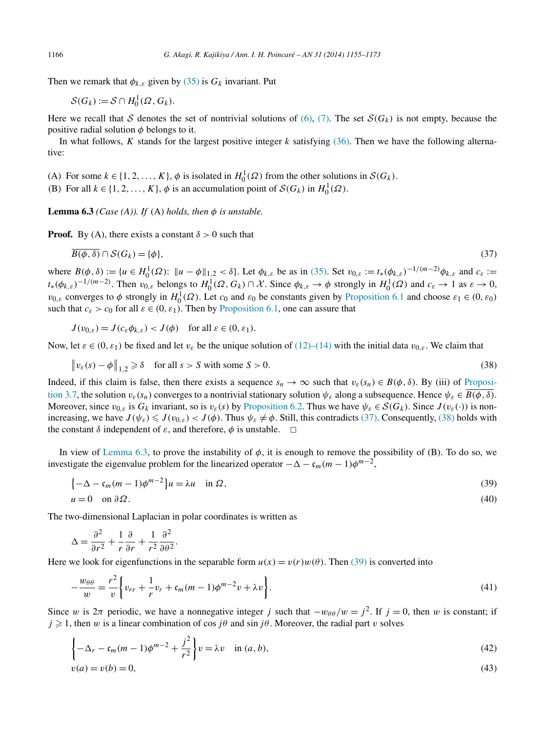Then we remark that $\phi_{k,\varepsilon}$ given by (35) is $G_k$ invariant. Put

$$\mathcal{S}(G_k) := \mathcal{S} \cap H_0^1(\Omega, G_k).$$

Here we recall that $\mathcal{S}$ denotes the set of nontrivial solutions of (6), (7). The set $\mathcal{S}(G_k)$ is not empty, because the positive radial solution $\phi$ belongs to it.

In what follows, $K$ stands for the largest positive integer $k$ satisfying (36). Then we have the following alternative:

(A) For some $k \in \{1, 2, \dots, K\}$, $\phi$ is isolated in $H_0^1(\Omega)$ from the other solutions in $\mathcal{S}(G_k)$.
(B) For all $k \in \{1, 2, \dots, K\}$, $\phi$ is an accumulation point of $\mathcal{S}(G_k)$ in $H_0^1(\Omega)$.

**Lemma 6.3** *(Case (A)). If* (A) *holds, then $\phi$ is unstable.*

**Proof.** By (A), there exists a constant $\delta > 0$ such that

$$\overline{B(\phi, \delta)} \cap \mathcal{S}(G_k) = \{\phi\}, \tag{37}$$

where $B(\phi, \delta) := \{u \in H_0^1(\Omega)\colon \|u - \phi\|_{1,2} < \delta\}$. Let $\phi_{k,\varepsilon}$ be as in (35). Set $v_{0,\varepsilon} := t_*(\phi_{k,\varepsilon})^{-1/(m-2)}\phi_{k,\varepsilon}$ and $c_\varepsilon := t_*(\phi_{k,\varepsilon})^{-1/(m-2)}$. Then $v_{0,\varepsilon}$ belongs to $H_0^1(\Omega, G_k) \cap \mathcal{X}$. Since $\phi_{k,\varepsilon} \to \phi$ strongly in $H_0^1(\Omega)$ and $c_\varepsilon \to 1$ as $\varepsilon \to 0$, $v_{0,\varepsilon}$ converges to $\phi$ strongly in $H_0^1(\Omega)$. Let $c_0$ and $\varepsilon_0$ be constants given by Proposition 6.1 and choose $\varepsilon_1 \in (0, \varepsilon_0)$ such that $c_\varepsilon > c_0$ for all $\varepsilon \in (0, \varepsilon_1)$. Then by Proposition 6.1, one can assure that

$$J(v_{0,\varepsilon}) = J(c_\varepsilon \phi_{k,\varepsilon}) < J(\phi) \quad \text{for all } \varepsilon \in (0, \varepsilon_1).$$

Now, let $\varepsilon \in (0, \varepsilon_1)$ be fixed and let $v_\varepsilon$ be the unique solution of (12)–(14) with the initial data $v_{0,\varepsilon}$. We claim that

$$\left\| v_\varepsilon(s) - \phi \right\|_{1,2} \geqslant \delta \quad \text{for all } s > S \text{ with some } S > 0. \tag{38}$$

Indeed, if this claim is false, then there exists a sequence $s_n \to \infty$ such that $v_\varepsilon(s_n) \in B(\phi, \delta)$. By (iii) of Proposition 3.7, the solution $v_\varepsilon(s_n)$ converges to a nontrivial stationary solution $\psi_\varepsilon$ along a subsequence. Hence $\psi_\varepsilon \in \overline{B(\phi, \delta)}$. Moreover, since $v_{0,\varepsilon}$ is $G_k$ invariant, so is $v_\varepsilon(s)$ by Proposition 6.2. Thus we have $\psi_\varepsilon \in \mathcal{S}(G_k)$. Since $J(v_\varepsilon(\cdot))$ is nonincreasing, we have $J(\psi_\varepsilon) \leqslant J(v_{0,\varepsilon}) < J(\phi)$. Thus $\psi_\varepsilon \neq \phi$. Still, this contradicts (37). Consequently, (38) holds with the constant $\delta$ independent of $\varepsilon$, and therefore, $\phi$ is unstable. $\square$

In view of Lemma 6.3, to prove the instability of $\phi$, it is enough to remove the possibility of (B). To do so, we investigate the eigenvalue problem for the linearized operator $-\Delta - \mathfrak{c}_m(m-1)\phi^{m-2}$,

$$\left\{-\Delta - \mathfrak{c}_m(m-1)\phi^{m-2}\right\}u = \lambda u \quad \text{in } \Omega, \tag{39}$$

$$u = 0 \quad \text{on } \partial\Omega. \tag{40}$$

The two-dimensional Laplacian in polar coordinates is written as

$$\Delta = \frac{\partial^2}{\partial r^2} + \frac{1}{r}\frac{\partial}{\partial r} + \frac{1}{r^2}\frac{\partial^2}{\partial \theta^2}.$$

Here we look for eigenfunctions in the separable form $u(x) = v(r)w(\theta)$. Then (39) is converted into

$$-\frac{w_{\theta\theta}}{w} = \frac{r^2}{v}\left\{v_{rr} + \frac{1}{r}v_r + \mathfrak{c}_m(m-1)\phi^{m-2}v + \lambda v\right\}. \tag{41}$$

Since $w$ is $2\pi$ periodic, we have a nonnegative integer $j$ such that $-w_{\theta\theta}/w = j^2$. If $j = 0$, then $w$ is constant; if $j \geqslant 1$, then $w$ is a linear combination of $\cos j\theta$ and $\sin j\theta$. Moreover, the radial part $v$ solves

$$\left\{-\Delta_r - \mathfrak{c}_m(m-1)\phi^{m-2} + \frac{j^2}{r^2}\right\}v = \lambda v \quad \text{in } (a, b), \tag{42}$$

$$v(a) = v(b) = 0, \tag{43}$$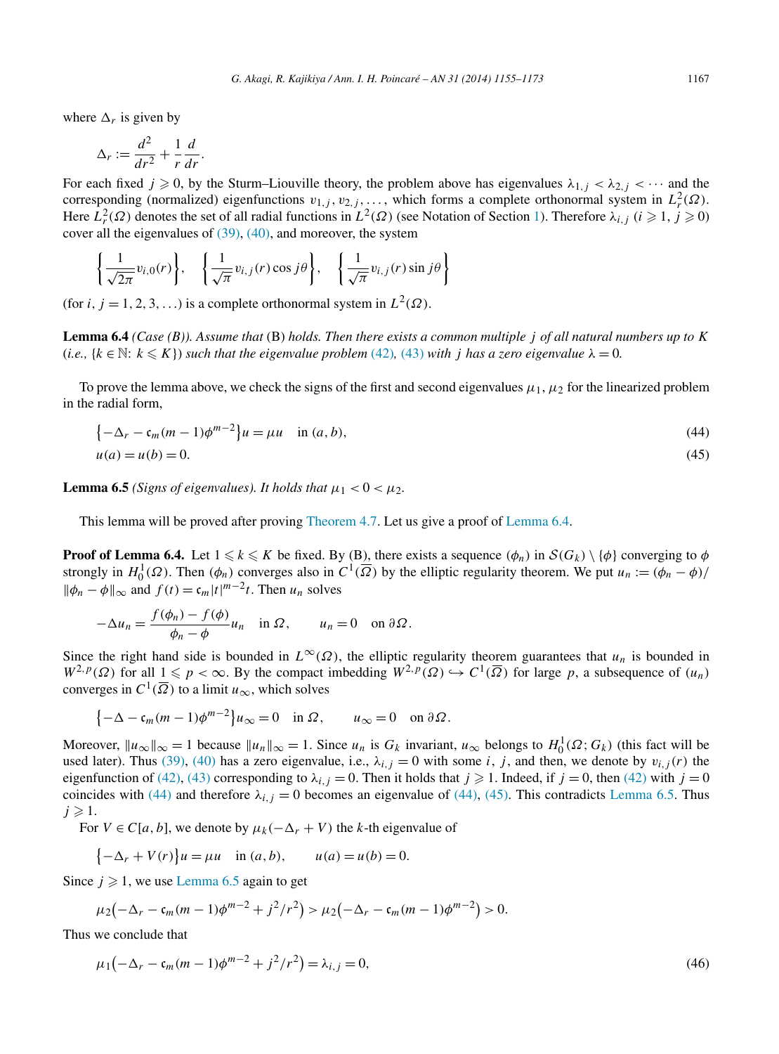where $\Delta_r$ is given by

$$\Delta_r := \frac{d^2}{dr^2} + \frac{1}{r}\frac{d}{dr}.$$

For each fixed $j \geqslant 0$, by the Sturm–Liouville theory, the problem above has eigenvalues $\lambda_{1,j} < \lambda_{2,j} < \cdots$ and the corresponding (normalized) eigenfunctions $v_{1,j}, v_{2,j}, \ldots$, which forms a complete orthonormal system in $L^2_r(\Omega)$. Here $L^2_r(\Omega)$ denotes the set of all radial functions in $L^2(\Omega)$ (see Notation of Section 1). Therefore $\lambda_{i,j}$ ($i \geqslant 1$, $j \geqslant 0$) cover all the eigenvalues of (39), (40), and moreover, the system

$$\left\{\frac{1}{\sqrt{2\pi}} v_{i,0}(r)\right\}, \quad \left\{\frac{1}{\sqrt{\pi}} v_{i,j}(r)\cos j\theta\right\}, \quad \left\{\frac{1}{\sqrt{\pi}} v_{i,j}(r)\sin j\theta\right\}$$

(for $i, j = 1, 2, 3, \ldots$) is a complete orthonormal system in $L^2(\Omega)$.

**Lemma 6.4** *(Case (B)). Assume that* (B) *holds. Then there exists a common multiple $j$ of all natural numbers up to $K$ (i.e., $\{k \in \mathbb{N}\colon k \leqslant K\}$) such that the eigenvalue problem (42), (43) with $j$ has a zero eigenvalue $\lambda = 0$.*

To prove the lemma above, we check the signs of the first and second eigenvalues $\mu_1, \mu_2$ for the linearized problem in the radial form,

$$\left\{-\Delta_r - \mathfrak{c}_m(m-1)\phi^{m-2}\right\}u = \mu u \quad \text{in } (a,b), \tag{44}$$

$$u(a) = u(b) = 0. \tag{45}$$

**Lemma 6.5** *(Signs of eigenvalues). It holds that $\mu_1 < 0 < \mu_2$.*

This lemma will be proved after proving Theorem 4.7. Let us give a proof of Lemma 6.4.

**Proof of Lemma 6.4.** Let $1 \leqslant k \leqslant K$ be fixed. By (B), there exists a sequence $(\phi_n)$ in $\mathcal{S}(G_k) \setminus \{\phi\}$ converging to $\phi$ strongly in $H^1_0(\Omega)$. Then $(\phi_n)$ converges also in $C^1(\overline{\Omega})$ by the elliptic regularity theorem. We put $u_n := (\phi_n - \phi)/\|\phi_n - \phi\|_\infty$ and $f(t) = \mathfrak{c}_m |t|^{m-2}t$. Then $u_n$ solves

$$-\Delta u_n = \frac{f(\phi_n) - f(\phi)}{\phi_n - \phi} u_n \quad \text{in } \Omega, \qquad u_n = 0 \quad \text{on } \partial\Omega.$$

Since the right hand side is bounded in $L^\infty(\Omega)$, the elliptic regularity theorem guarantees that $u_n$ is bounded in $W^{2,p}(\Omega)$ for all $1 \leqslant p < \infty$. By the compact imbedding $W^{2,p}(\Omega) \hookrightarrow C^1(\overline{\Omega})$ for large $p$, a subsequence of $(u_n)$ converges in $C^1(\overline{\Omega})$ to a limit $u_\infty$, which solves

$$\left\{-\Delta - \mathfrak{c}_m(m-1)\phi^{m-2}\right\}u_\infty = 0 \quad \text{in } \Omega, \qquad u_\infty = 0 \quad \text{on } \partial\Omega.$$

Moreover, $\|u_\infty\|_\infty = 1$ because $\|u_n\|_\infty = 1$. Since $u_n$ is $G_k$ invariant, $u_\infty$ belongs to $H^1_0(\Omega; G_k)$ (this fact will be used later). Thus (39), (40) has a zero eigenvalue, i.e., $\lambda_{i,j} = 0$ with some $i$, $j$, and then, we denote by $v_{i,j}(r)$ the eigenfunction of (42), (43) corresponding to $\lambda_{i,j} = 0$. Then it holds that $j \geqslant 1$. Indeed, if $j = 0$, then (42) with $j = 0$ coincides with (44) and therefore $\lambda_{i,j} = 0$ becomes an eigenvalue of (44), (45). This contradicts Lemma 6.5. Thus $j \geqslant 1$.

For $V \in C[a,b]$, we denote by $\mu_k(-\Delta_r + V)$ the $k$-th eigenvalue of

$$\left\{-\Delta_r + V(r)\right\}u = \mu u \quad \text{in } (a,b), \qquad u(a) = u(b) = 0.$$

Since $j \geqslant 1$, we use Lemma 6.5 again to get

$$\mu_2\left(-\Delta_r - \mathfrak{c}_m(m-1)\phi^{m-2} + j^2/r^2\right) > \mu_2\left(-\Delta_r - \mathfrak{c}_m(m-1)\phi^{m-2}\right) > 0.$$

Thus we conclude that

$$\mu_1\left(-\Delta_r - \mathfrak{c}_m(m-1)\phi^{m-2} + j^2/r^2\right) = \lambda_{i,j} = 0, \tag{46}$$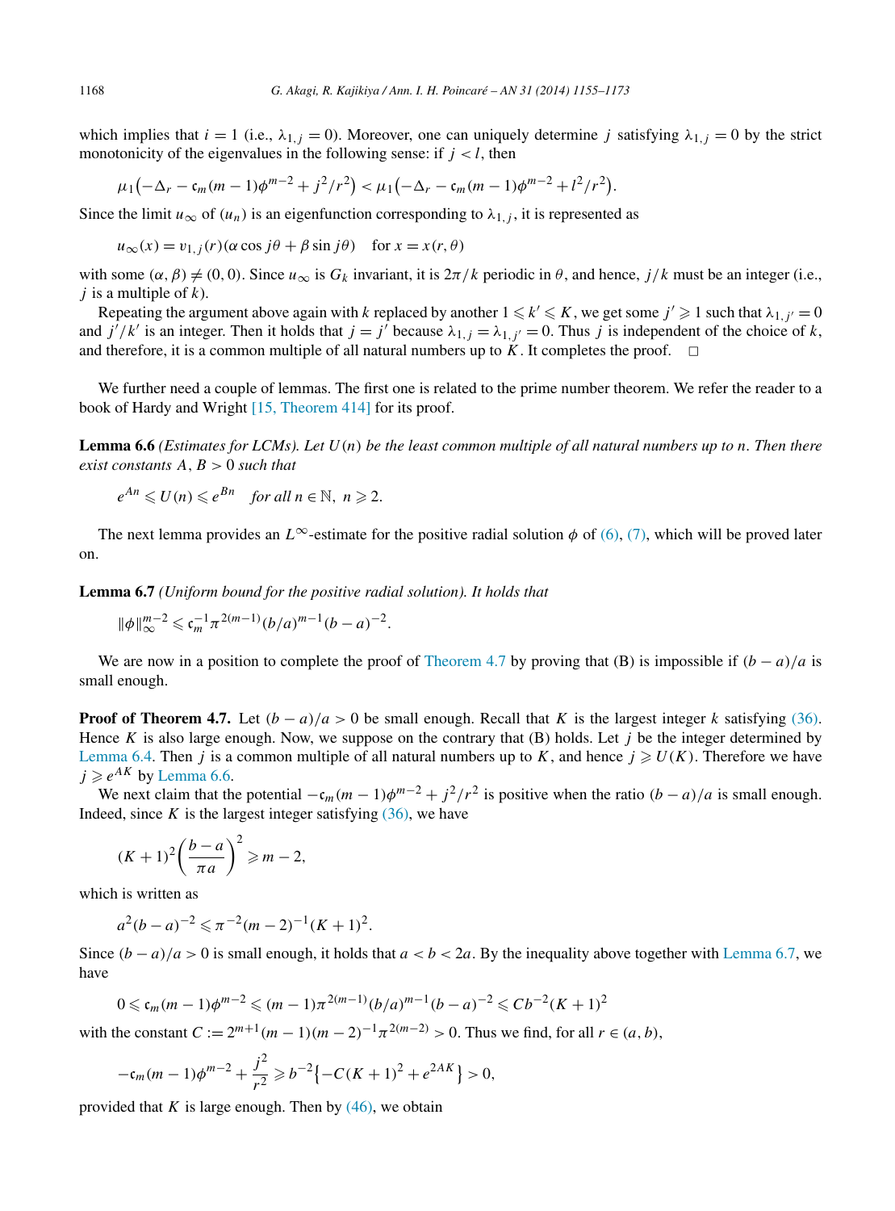which implies that $i = 1$ (i.e., $\lambda_{1,j} = 0$). Moreover, one can uniquely determine $j$ satisfying $\lambda_{1,j} = 0$ by the strict monotonicity of the eigenvalues in the following sense: if $j < l$, then

$$\mu_1\big(-\Delta_r - \mathfrak{c}_m(m-1)\phi^{m-2} + j^2/r^2\big) < \mu_1\big(-\Delta_r - \mathfrak{c}_m(m-1)\phi^{m-2} + l^2/r^2\big).$$

Since the limit $u_\infty$ of $(u_n)$ is an eigenfunction corresponding to $\lambda_{1,j}$, it is represented as

$$u_\infty(x) = v_{1,j}(r)(\alpha \cos j\theta + \beta \sin j\theta) \quad \text{for } x = x(r,\theta)$$

with some $(\alpha, \beta) \neq (0,0)$. Since $u_\infty$ is $G_k$ invariant, it is $2\pi/k$ periodic in $\theta$, and hence, $j/k$ must be an integer (i.e., $j$ is a multiple of $k$).

Repeating the argument above again with $k$ replaced by another $1 \leqslant k' \leqslant K$, we get some $j' \geqslant 1$ such that $\lambda_{1,j'} = 0$ and $j'/k'$ is an integer. Then it holds that $j = j'$ because $\lambda_{1,j} = \lambda_{1,j'} = 0$. Thus $j$ is independent of the choice of $k$, and therefore, it is a common multiple of all natural numbers up to $K$. It completes the proof. $\square$

We further need a couple of lemmas. The first one is related to the prime number theorem. We refer the reader to a book of Hardy and Wright [15, Theorem 414] for its proof.

**Lemma 6.6** *(Estimates for LCMs). Let $U(n)$ be the least common multiple of all natural numbers up to $n$. Then there exist constants $A, B > 0$ such that*

$$e^{An} \leqslant U(n) \leqslant e^{Bn} \quad \textit{for all } n \in \mathbb{N},\ n \geqslant 2.$$

The next lemma provides an $L^\infty$-estimate for the positive radial solution $\phi$ of (6), (7), which will be proved later on.

**Lemma 6.7** *(Uniform bound for the positive radial solution). It holds that*

$$\|\phi\|_\infty^{m-2} \leqslant \mathfrak{c}_m^{-1}\pi^{2(m-1)}(b/a)^{m-1}(b-a)^{-2}.$$

We are now in a position to complete the proof of Theorem 4.7 by proving that (B) is impossible if $(b-a)/a$ is small enough.

**Proof of Theorem 4.7.** Let $(b-a)/a > 0$ be small enough. Recall that $K$ is the largest integer $k$ satisfying (36). Hence $K$ is also large enough. Now, we suppose on the contrary that (B) holds. Let $j$ be the integer determined by Lemma 6.4. Then $j$ is a common multiple of all natural numbers up to $K$, and hence $j \geqslant U(K)$. Therefore we have $j \geqslant e^{AK}$ by Lemma 6.6.

We next claim that the potential $-\mathfrak{c}_m(m-1)\phi^{m-2} + j^2/r^2$ is positive when the ratio $(b-a)/a$ is small enough. Indeed, since $K$ is the largest integer satisfying (36), we have

$$(K+1)^2\left(\frac{b-a}{\pi a}\right)^2 \geqslant m-2,$$

which is written as

$$a^2(b-a)^{-2} \leqslant \pi^{-2}(m-2)^{-1}(K+1)^2.$$

Since $(b-a)/a > 0$ is small enough, it holds that $a < b < 2a$. By the inequality above together with Lemma 6.7, we have

$$0 \leqslant \mathfrak{c}_m(m-1)\phi^{m-2} \leqslant (m-1)\pi^{2(m-1)}(b/a)^{m-1}(b-a)^{-2} \leqslant Cb^{-2}(K+1)^2$$

with the constant $C := 2^{m+1}(m-1)(m-2)^{-1}\pi^{2(m-2)} > 0$. Thus we find, for all $r \in (a,b)$,

$$-\mathfrak{c}_m(m-1)\phi^{m-2} + \frac{j^2}{r^2} \geqslant b^{-2}\big\{-C(K+1)^2 + e^{2AK}\big\} > 0,$$

provided that $K$ is large enough. Then by (46), we obtain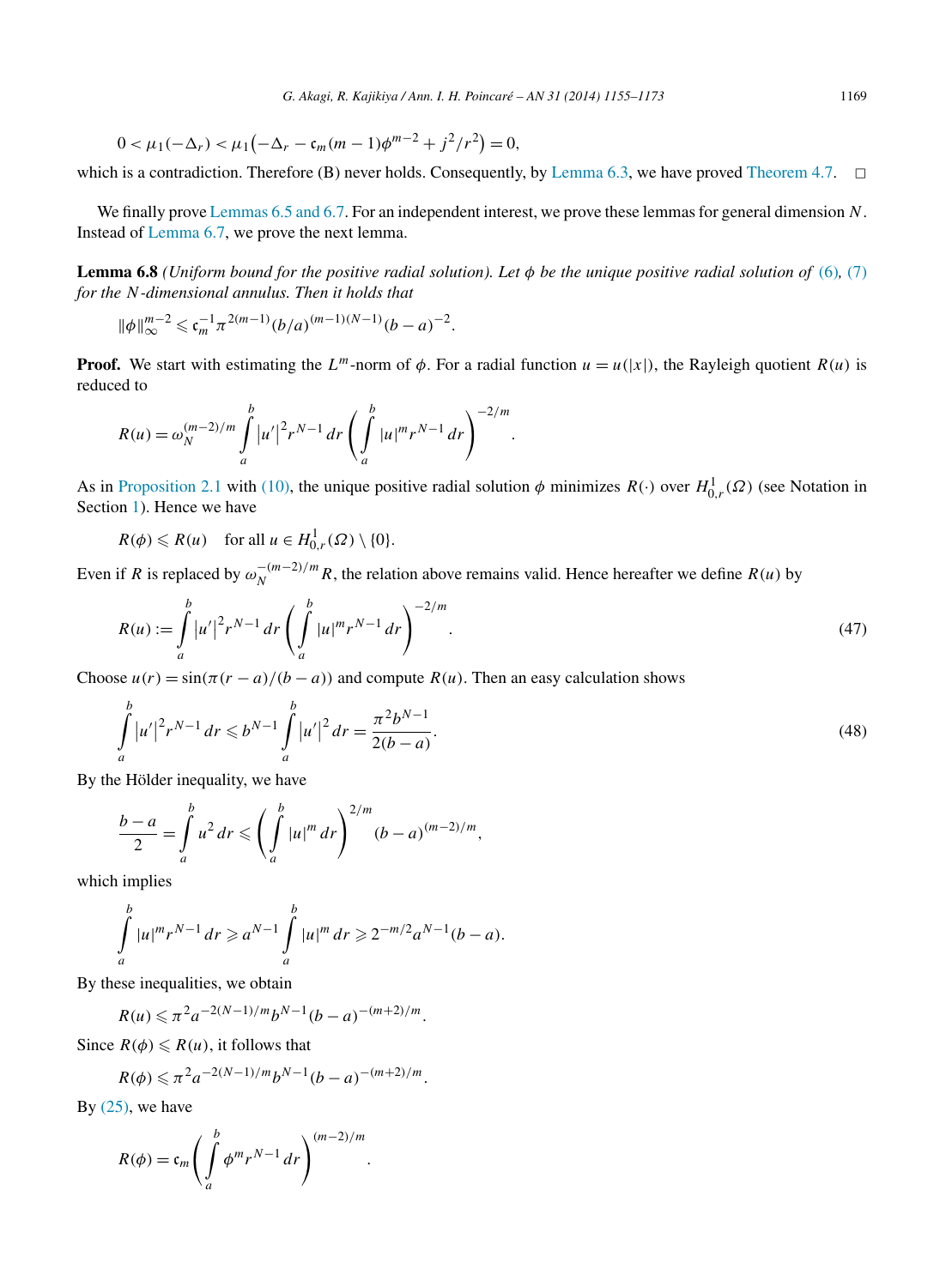$$0 < \mu_1(-\Delta_r) < \mu_1\big(-\Delta_r - \mathfrak{c}_m(m-1)\phi^{m-2} + j^2/r^2\big) = 0,$$

which is a contradiction. Therefore (B) never holds. Consequently, by Lemma 6.3, we have proved Theorem 4.7. □

We finally prove Lemmas 6.5 and 6.7. For an independent interest, we prove these lemmas for general dimension $N$. Instead of Lemma 6.7, we prove the next lemma.

**Lemma 6.8** *(Uniform bound for the positive radial solution). Let $\phi$ be the unique positive radial solution of (6), (7) for the $N$-dimensional annulus. Then it holds that*

$$\|\phi\|_\infty^{m-2} \leqslant \mathfrak{c}_m^{-1}\pi^{2(m-1)}(b/a)^{(m-1)(N-1)}(b-a)^{-2}.$$

**Proof.** We start with estimating the $L^m$-norm of $\phi$. For a radial function $u = u(|x|)$, the Rayleigh quotient $R(u)$ is reduced to

$$R(u) = \omega_N^{(m-2)/m}\int_a^b |u'|^2 r^{N-1}\,dr\left(\int_a^b |u|^m r^{N-1}\,dr\right)^{-2/m}.$$

As in Proposition 2.1 with (10), the unique positive radial solution $\phi$ minimizes $R(\cdot)$ over $H^1_{0,r}(\Omega)$ (see Notation in Section 1). Hence we have

$$R(\phi) \leqslant R(u) \quad \text{for all } u \in H^1_{0,r}(\Omega)\setminus\{0\}.$$

Even if $R$ is replaced by $\omega_N^{-(m-2)/m}R$, the relation above remains valid. Hence hereafter we define $R(u)$ by

$$R(u) := \int_a^b |u'|^2 r^{N-1}\,dr\left(\int_a^b |u|^m r^{N-1}\,dr\right)^{-2/m}. \tag{47}$$

Choose $u(r) = \sin(\pi(r-a)/(b-a))$ and compute $R(u)$. Then an easy calculation shows

$$\int_a^b |u'|^2 r^{N-1}\,dr \leqslant b^{N-1}\int_a^b |u'|^2\,dr = \frac{\pi^2 b^{N-1}}{2(b-a)}. \tag{48}$$

By the Hölder inequality, we have

$$\frac{b-a}{2} = \int_a^b u^2\,dr \leqslant \left(\int_a^b |u|^m\,dr\right)^{2/m}(b-a)^{(m-2)/m},$$

which implies

$$\int_a^b |u|^m r^{N-1}\,dr \geqslant a^{N-1}\int_a^b |u|^m\,dr \geqslant 2^{-m/2}a^{N-1}(b-a).$$

By these inequalities, we obtain

$$R(u) \leqslant \pi^2 a^{-2(N-1)/m}b^{N-1}(b-a)^{-(m+2)/m}.$$

Since $R(\phi) \leqslant R(u)$, it follows that

$$R(\phi) \leqslant \pi^2 a^{-2(N-1)/m}b^{N-1}(b-a)^{-(m+2)/m}.$$

By (25), we have

$$R(\phi) = \mathfrak{c}_m\left(\int_a^b \phi^m r^{N-1}\,dr\right)^{(m-2)/m}.$$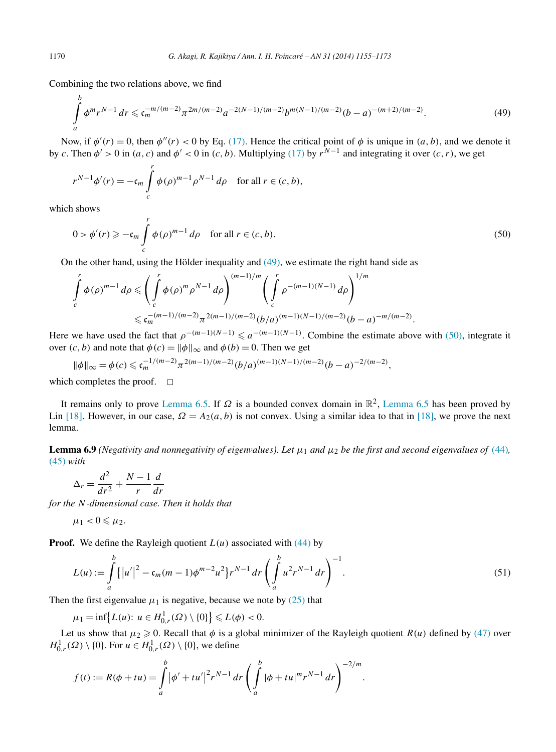Combining the two relations above, we find

$$\int_a^b \phi^m r^{N-1}\,dr \leqslant \mathfrak{c}_m^{-m/(m-2)} \pi^{2m/(m-2)} a^{-2(N-1)/(m-2)} b^{m(N-1)/(m-2)} (b-a)^{-(m+2)/(m-2)}. \tag{49}$$

Now, if $\phi'(r) = 0$, then $\phi''(r) < 0$ by Eq. (17). Hence the critical point of $\phi$ is unique in $(a,b)$, and we denote it by $c$. Then $\phi' > 0$ in $(a,c)$ and $\phi' < 0$ in $(c,b)$. Multiplying (17) by $r^{N-1}$ and integrating it over $(c,r)$, we get

$$r^{N-1}\phi'(r) = -\mathfrak{c}_m \int_c^r \phi(\rho)^{m-1} \rho^{N-1}\,d\rho \quad \text{for all } r \in (c,b),$$

which shows

$$0 > \phi'(r) \geqslant -\mathfrak{c}_m \int_c^r \phi(\rho)^{m-1}\,d\rho \quad \text{for all } r \in (c,b). \tag{50}$$

On the other hand, using the Hölder inequality and (49), we estimate the right hand side as

$$\begin{aligned}\int_c^r \phi(\rho)^{m-1}\,d\rho &\leqslant \left(\int_c^r \phi(\rho)^m \rho^{N-1}\,d\rho\right)^{(m-1)/m} \left(\int_c^r \rho^{-(m-1)(N-1)}\,d\rho\right)^{1/m} \\ &\leqslant \mathfrak{c}_m^{-(m-1)/(m-2)} \pi^{2(m-1)/(m-2)} (b/a)^{(m-1)(N-1)/(m-2)} (b-a)^{-m/(m-2)}.\end{aligned}$$

Here we have used the fact that $\rho^{-(m-1)(N-1)} \leqslant a^{-(m-1)(N-1)}$. Combine the estimate above with (50), integrate it over $(c,b)$ and note that $\phi(c) = \|\phi\|_\infty$ and $\phi(b) = 0$. Then we get

$$\|\phi\|_\infty = \phi(c) \leqslant \mathfrak{c}_m^{-1/(m-2)} \pi^{2(m-1)/(m-2)} (b/a)^{(m-1)(N-1)/(m-2)} (b-a)^{-2/(m-2)},$$

which completes the proof. $\square$

It remains only to prove Lemma 6.5. If $\Omega$ is a bounded convex domain in $\mathbb{R}^2$, Lemma 6.5 has been proved by Lin [18]. However, in our case, $\Omega = A_2(a,b)$ is not convex. Using a similar idea to that in [18], we prove the next lemma.

**Lemma 6.9** *(Negativity and nonnegativity of eigenvalues). Let $\mu_1$ and $\mu_2$ be the first and second eigenvalues of (44), (45) with*

$$\Delta_r = \frac{d^2}{dr^2} + \frac{N-1}{r}\frac{d}{dr}$$

*for the $N$-dimensional case. Then it holds that*

$$\mu_1 < 0 \leqslant \mu_2.$$

**Proof.** We define the Rayleigh quotient $L(u)$ associated with (44) by

$$L(u) := \int_a^b \left\{|u'|^2 - \mathfrak{c}_m(m-1)\phi^{m-2}u^2\right\} r^{N-1}\,dr \left(\int_a^b u^2 r^{N-1}\,dr\right)^{-1}. \tag{51}$$

Then the first eigenvalue $\mu_1$ is negative, because we note by (25) that

$$\mu_1 = \inf\left\{L(u):\ u \in H^1_{0,r}(\Omega) \setminus \{0\}\right\} \leqslant L(\phi) < 0.$$

Let us show that $\mu_2 \geqslant 0$. Recall that $\phi$ is a global minimizer of the Rayleigh quotient $R(u)$ defined by (47) over $H^1_{0,r}(\Omega) \setminus \{0\}$. For $u \in H^1_{0,r}(\Omega) \setminus \{0\}$, we define

$$f(t) := R(\phi + tu) = \int_a^b |\phi' + tu'|^2 r^{N-1}\,dr \left(\int_a^b |\phi + tu|^m r^{N-1}\,dr\right)^{-2/m}.$$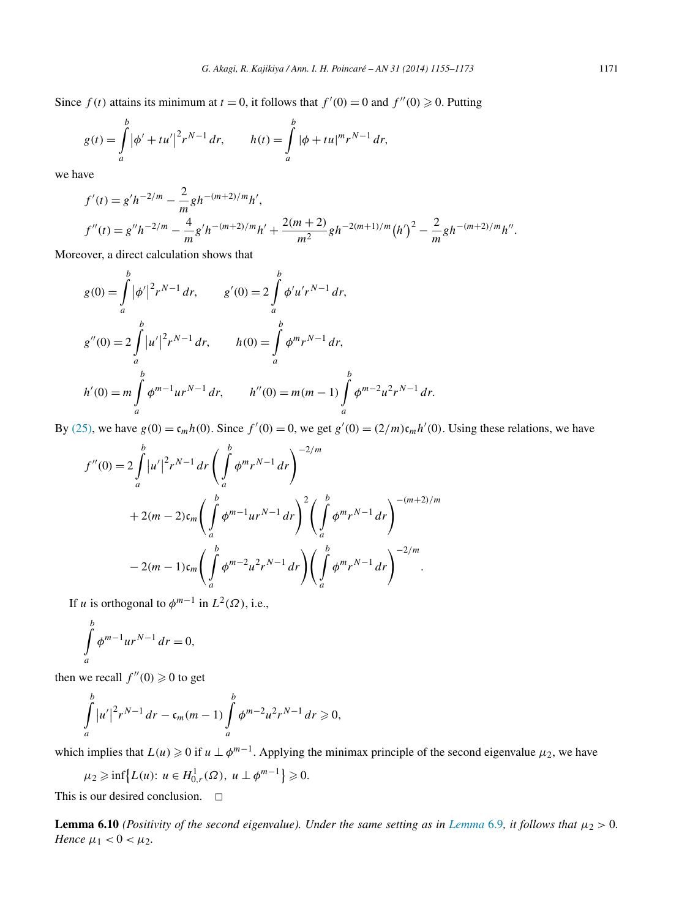Since $f(t)$ attains its minimum at $t = 0$, it follows that $f'(0) = 0$ and $f''(0) \geqslant 0$. Putting

$$g(t) = \int_a^b |\phi' + tu'|^2 r^{N-1}\,dr, \qquad h(t) = \int_a^b |\phi + tu|^m r^{N-1}\,dr,$$

we have

$$f'(t) = g' h^{-2/m} - \frac{2}{m} g h^{-(m+2)/m} h',$$

$$f''(t) = g'' h^{-2/m} - \frac{4}{m} g' h^{-(m+2)/m} h' + \frac{2(m+2)}{m^2} g h^{-2(m+1)/m} \left(h'\right)^2 - \frac{2}{m} g h^{-(m+2)/m} h''.$$

Moreover, a direct calculation shows that

$$g(0) = \int_a^b |\phi'|^2 r^{N-1}\,dr, \qquad g'(0) = 2\int_a^b \phi' u' r^{N-1}\,dr,$$

$$g''(0) = 2\int_a^b |u'|^2 r^{N-1}\,dr, \qquad h(0) = \int_a^b \phi^m r^{N-1}\,dr,$$

$$h'(0) = m\int_a^b \phi^{m-1} u r^{N-1}\,dr, \qquad h''(0) = m(m-1)\int_a^b \phi^{m-2} u^2 r^{N-1}\,dr.$$

By (25), we have $g(0) = \mathfrak{c}_m h(0)$. Since $f'(0) = 0$, we get $g'(0) = (2/m)\mathfrak{c}_m h'(0)$. Using these relations, we have

$$\begin{aligned}
f''(0) = {} & 2\int_a^b |u'|^2 r^{N-1}\,dr \left(\int_a^b \phi^m r^{N-1}\,dr\right)^{-2/m} \\
& + 2(m-2)\mathfrak{c}_m \left(\int_a^b \phi^{m-1} u r^{N-1}\,dr\right)^2 \left(\int_a^b \phi^m r^{N-1}\,dr\right)^{-(m+2)/m} \\
& - 2(m-1)\mathfrak{c}_m \left(\int_a^b \phi^{m-2} u^2 r^{N-1}\,dr\right)\left(\int_a^b \phi^m r^{N-1}\,dr\right)^{-2/m}.
\end{aligned}$$

If $u$ is orthogonal to $\phi^{m-1}$ in $L^2(\Omega)$, i.e.,

$$\int_a^b \phi^{m-1} u r^{N-1}\,dr = 0,$$

then we recall $f''(0) \geqslant 0$ to get

$$\int_a^b |u'|^2 r^{N-1}\,dr - \mathfrak{c}_m (m-1)\int_a^b \phi^{m-2} u^2 r^{N-1}\,dr \geqslant 0,$$

which implies that $L(u) \geqslant 0$ if $u \perp \phi^{m-1}$. Applying the minimax principle of the second eigenvalue $\mu_2$, we have

$$\mu_2 \geqslant \inf\{L(u):\ u \in H^1_{0,r}(\Omega),\ u \perp \phi^{m-1}\} \geqslant 0.$$

This is our desired conclusion. $\square$

**Lemma 6.10** *(Positivity of the second eigenvalue). Under the same setting as in Lemma 6.9, it follows that $\mu_2 > 0$. Hence $\mu_1 < 0 < \mu_2$.*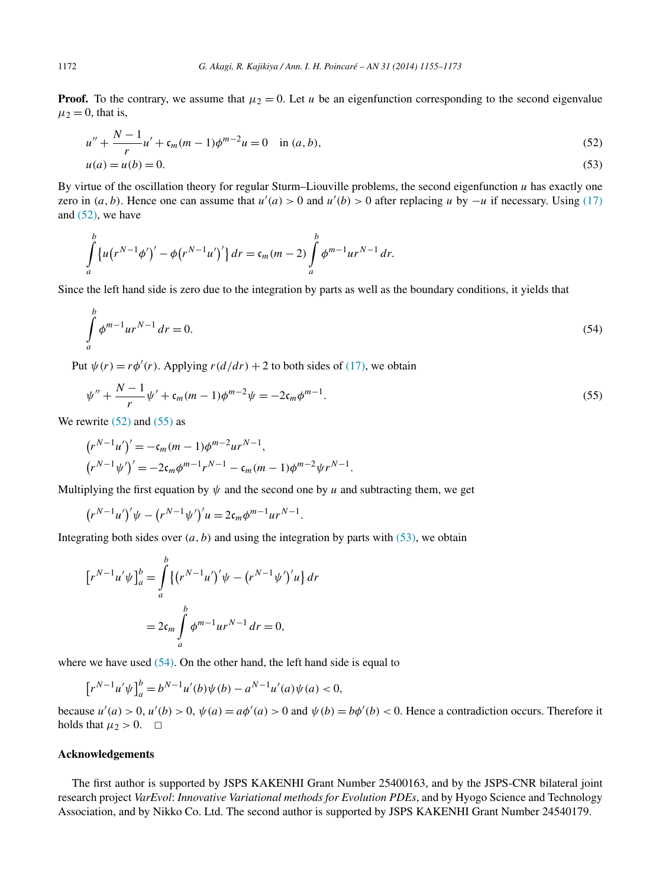**Proof.** To the contrary, we assume that $\mu_2 = 0$. Let $u$ be an eigenfunction corresponding to the second eigenvalue $\mu_2 = 0$, that is,

$$u'' + \frac{N-1}{r}u' + \mathfrak{c}_m(m-1)\phi^{m-2}u = 0 \quad \text{in } (a,b), \tag{52}$$

$$u(a) = u(b) = 0. \tag{53}$$

By virtue of the oscillation theory for regular Sturm–Liouville problems, the second eigenfunction $u$ has exactly one zero in $(a,b)$. Hence one can assume that $u'(a) > 0$ and $u'(b) > 0$ after replacing $u$ by $-u$ if necessary. Using (17) and (52), we have

$$\int_a^b \left\{ u\left(r^{N-1}\phi'\right)' - \phi\left(r^{N-1}u'\right)' \right\} dr = \mathfrak{c}_m(m-2)\int_a^b \phi^{m-1}ur^{N-1}\,dr.$$

Since the left hand side is zero due to the integration by parts as well as the boundary conditions, it yields that

$$\int_a^b \phi^{m-1}ur^{N-1}\,dr = 0. \tag{54}$$

Put $\psi(r) = r\phi'(r)$. Applying $r(d/dr) + 2$ to both sides of (17), we obtain

$$\psi'' + \frac{N-1}{r}\psi' + \mathfrak{c}_m(m-1)\phi^{m-2}\psi = -2\mathfrak{c}_m\phi^{m-1}. \tag{55}$$

We rewrite (52) and (55) as

$$\left(r^{N-1}u'\right)' = -\mathfrak{c}_m(m-1)\phi^{m-2}ur^{N-1},$$
$$\left(r^{N-1}\psi'\right)' = -2\mathfrak{c}_m\phi^{m-1}r^{N-1} - \mathfrak{c}_m(m-1)\phi^{m-2}\psi r^{N-1}.$$

Multiplying the first equation by $\psi$ and the second one by $u$ and subtracting them, we get

$$\left(r^{N-1}u'\right)'\psi - \left(r^{N-1}\psi'\right)'u = 2\mathfrak{c}_m\phi^{m-1}ur^{N-1}.$$

Integrating both sides over $(a,b)$ and using the integration by parts with (53), we obtain

$$\begin{aligned}
\left[r^{N-1}u'\psi\right]_a^b &= \int_a^b \left\{ \left(r^{N-1}u'\right)'\psi - \left(r^{N-1}\psi'\right)'u \right\} dr \\
&= 2\mathfrak{c}_m \int_a^b \phi^{m-1}ur^{N-1}\,dr = 0,
\end{aligned}$$

where we have used (54). On the other hand, the left hand side is equal to

$$\left[r^{N-1}u'\psi\right]_a^b = b^{N-1}u'(b)\psi(b) - a^{N-1}u'(a)\psi(a) < 0,$$

because $u'(a) > 0$, $u'(b) > 0$, $\psi(a) = a\phi'(a) > 0$ and $\psi(b) = b\phi'(b) < 0$. Hence a contradiction occurs. Therefore it holds that $\mu_2 > 0$. $\square$

## Acknowledgements

The first author is supported by JSPS KAKENHI Grant Number 25400163, and by the JSPS-CNR bilateral joint research project *VarEvol*: *Innovative Variational methods for Evolution PDEs*, and by Hyogo Science and Technology Association, and by Nikko Co. Ltd. The second author is supported by JSPS KAKENHI Grant Number 24540179.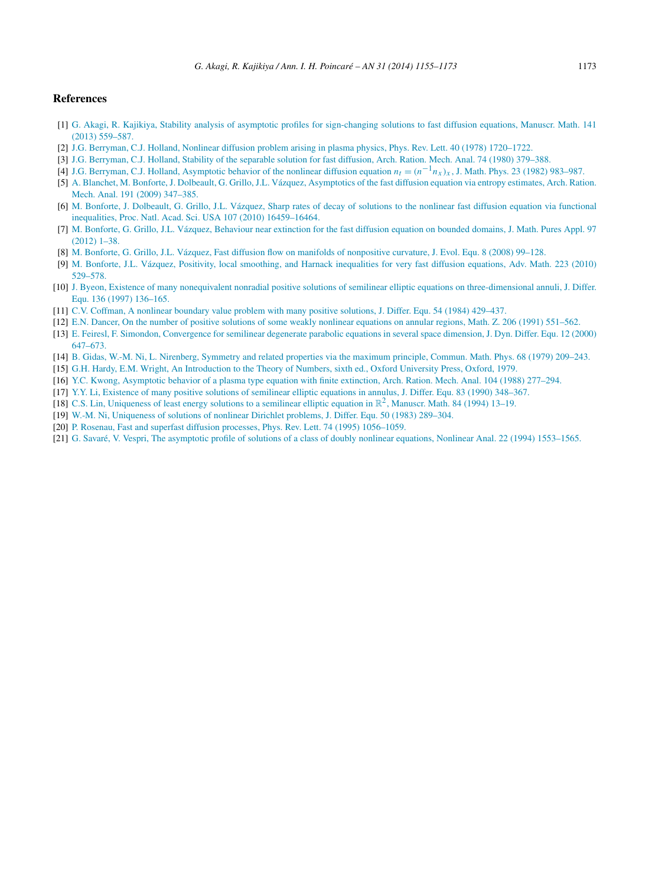## References

[1] G. Akagi, R. Kajikiya, Stability analysis of asymptotic profiles for sign-changing solutions to fast diffusion equations, Manuscr. Math. 141 (2013) 559–587.

[2] J.G. Berryman, C.J. Holland, Nonlinear diffusion problem arising in plasma physics, Phys. Rev. Lett. 40 (1978) 1720–1722.

[3] J.G. Berryman, C.J. Holland, Stability of the separable solution for fast diffusion, Arch. Ration. Mech. Anal. 74 (1980) 379–388.

[4] J.G. Berryman, C.J. Holland, Asymptotic behavior of the nonlinear diffusion equation $n_t = (n^{-1}n_x)_x$, J. Math. Phys. 23 (1982) 983–987.

[5] A. Blanchet, M. Bonforte, J. Dolbeault, G. Grillo, J.L. Vázquez, Asymptotics of the fast diffusion equation via entropy estimates, Arch. Ration. Mech. Anal. 191 (2009) 347–385.

[6] M. Bonforte, J. Dolbeault, G. Grillo, J.L. Vázquez, Sharp rates of decay of solutions to the nonlinear fast diffusion equation via functional inequalities, Proc. Natl. Acad. Sci. USA 107 (2010) 16459–16464.

[7] M. Bonforte, G. Grillo, J.L. Vázquez, Behaviour near extinction for the fast diffusion equation on bounded domains, J. Math. Pures Appl. 97 (2012) 1–38.

[8] M. Bonforte, G. Grillo, J.L. Vázquez, Fast diffusion flow on manifolds of nonpositive curvature, J. Evol. Equ. 8 (2008) 99–128.

[9] M. Bonforte, J.L. Vázquez, Positivity, local smoothing, and Harnack inequalities for very fast diffusion equations, Adv. Math. 223 (2010) 529–578.

[10] J. Byeon, Existence of many nonequivalent nonradial positive solutions of semilinear elliptic equations on three-dimensional annuli, J. Differ. Equ. 136 (1997) 136–165.

[11] C.V. Coffman, A nonlinear boundary value problem with many positive solutions, J. Differ. Equ. 54 (1984) 429–437.

[12] E.N. Dancer, On the number of positive solutions of some weakly nonlinear equations on annular regions, Math. Z. 206 (1991) 551–562.

[13] E. Feiresl, F. Simondon, Convergence for semilinear degenerate parabolic equations in several space dimension, J. Dyn. Differ. Equ. 12 (2000) 647–673.

[14] B. Gidas, W.-M. Ni, L. Nirenberg, Symmetry and related properties via the maximum principle, Commun. Math. Phys. 68 (1979) 209–243.

[15] G.H. Hardy, E.M. Wright, An Introduction to the Theory of Numbers, sixth ed., Oxford University Press, Oxford, 1979.

[16] Y.C. Kwong, Asymptotic behavior of a plasma type equation with finite extinction, Arch. Ration. Mech. Anal. 104 (1988) 277–294.

[17] Y.Y. Li, Existence of many positive solutions of semilinear elliptic equations in annulus, J. Differ. Equ. 83 (1990) 348–367.

[18] C.S. Lin, Uniqueness of least energy solutions to a semilinear elliptic equation in $\mathbb{R}^2$, Manuscr. Math. 84 (1994) 13–19.

[19] W.-M. Ni, Uniqueness of solutions of nonlinear Dirichlet problems, J. Differ. Equ. 50 (1983) 289–304.

[20] P. Rosenau, Fast and superfast diffusion processes, Phys. Rev. Lett. 74 (1995) 1056–1059.

[21] G. Savaré, V. Vespri, The asymptotic profile of solutions of a class of doubly nonlinear equations, Nonlinear Anal. 22 (1994) 1553–1565.